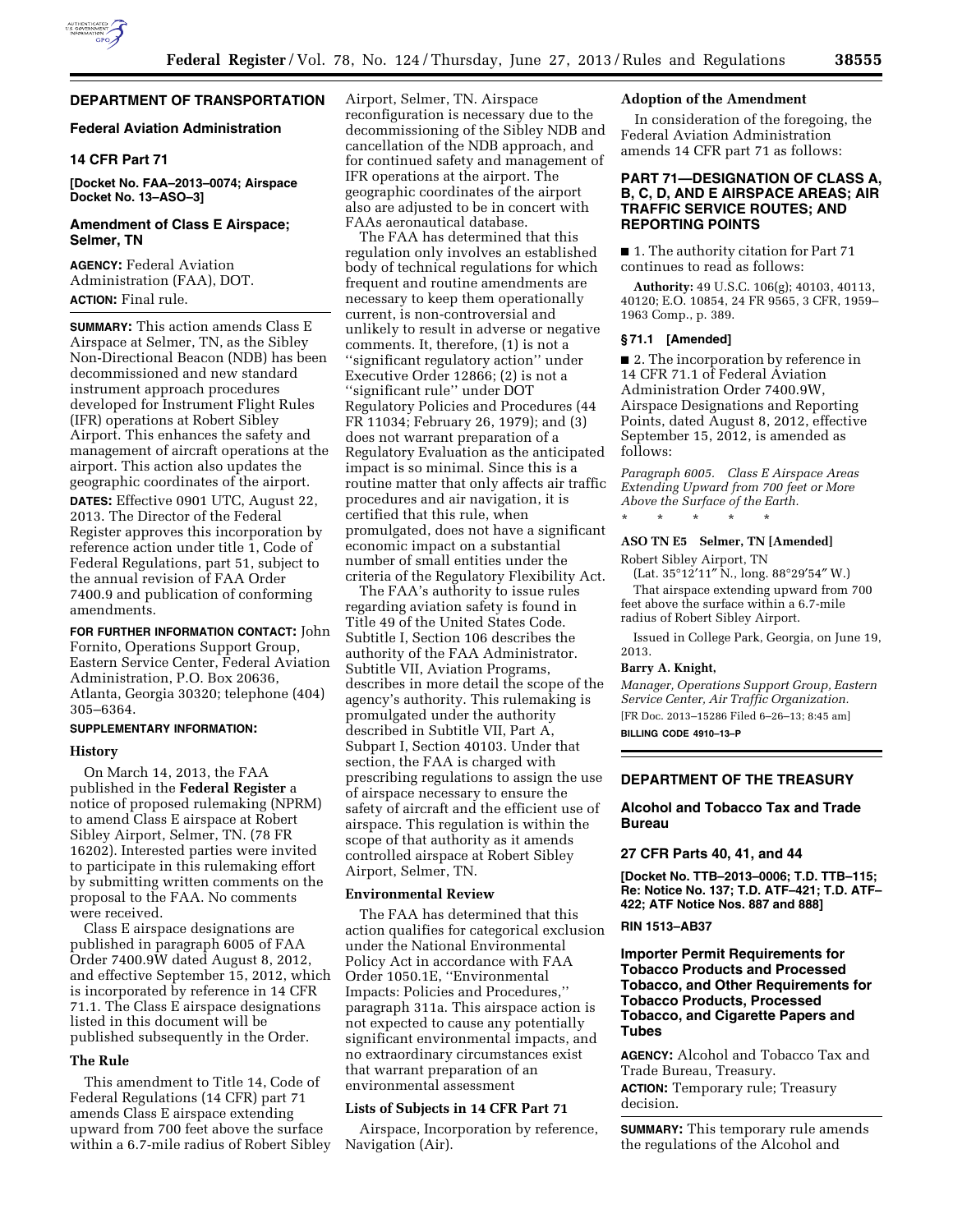## DEPARTMENT OF TRANSPORTATION

### Federal Aviation Administration

### 14 CFR Part 71

**[Docket No. FAA–2013–0074; Airspace Docket No. 13–ASO–3]**

### Amendment of Class E Airspace; Selmer, TN

**AGENCY:** Federal Aviation Administration (FAA), DOT.

**ACTION:** Final rule.

**SUMMARY:** This action amends Class E Airspace at Selmer, TN, as the Sibley Non-Directional Beacon (NDB) has been decommissioned and new standard instrument approach procedures developed for Instrument Flight Rules (IFR) operations at Robert Sibley Airport. This enhances the safety and management of aircraft operations at the airport. This action also updates the geographic coordinates of the airport.

**DATES:** Effective 0901 UTC, August 22, 2013. The Director of the Federal Register approves this incorporation by reference action under title 1, Code of Federal Regulations, part 51, subject to the annual revision of FAA Order 7400.9 and publication of conforming amendments.

**FOR FURTHER INFORMATION CONTACT:** John Fornito, Operations Support Group, Eastern Service Center, Federal Aviation Administration, P.O. Box 20636, Atlanta, Georgia 30320; telephone (404) 305–6364.

**SUPPLEMENTARY INFORMATION:**

#### History

On March 14, 2013, the FAA published in the **Federal Register** a notice of proposed rulemaking (NPRM) to amend Class E airspace at Robert Sibley Airport, Selmer, TN. (78 FR 16202). Interested parties were invited to participate in this rulemaking effort by submitting written comments on the proposal to the FAA. No comments were received.

Class E airspace designations are published in paragraph 6005 of FAA Order 7400.9W dated August 8, 2012, and effective September 15, 2012, which is incorporated by reference in 14 CFR 71.1. The Class E airspace designations listed in this document will be published subsequently in the Order.

#### The Rule

This amendment to Title 14, Code of Federal Regulations (14 CFR) part 71 amends Class E airspace extending upward from 700 feet above the surface within a 6.7-mile radius of Robert Sibley Airport, Selmer, TN. Airspace reconfiguration is necessary due to the decommissioning of the Sibley NDB and cancellation of the NDB approach, and for continued safety and management of IFR operations at the airport. The geographic coordinates of the airport also are adjusted to be in concert with FAAs aeronautical database.

The FAA has determined that this regulation only involves an established body of technical regulations for which frequent and routine amendments are necessary to keep them operationally current, is non-controversial and unlikely to result in adverse or negative comments. It, therefore, (1) is not a ''significant regulatory action'' under Executive Order 12866; (2) is not a ''significant rule'' under DOT Regulatory Policies and Procedures (44 FR 11034; February 26, 1979); and (3) does not warrant preparation of a Regulatory Evaluation as the anticipated impact is so minimal. Since this is a routine matter that only affects air traffic procedures and air navigation, it is certified that this rule, when promulgated, does not have a significant economic impact on a substantial number of small entities under the criteria of the Regulatory Flexibility Act.

The FAA's authority to issue rules regarding aviation safety is found in Title 49 of the United States Code. Subtitle I, Section 106 describes the authority of the FAA Administrator. Subtitle VII, Aviation Programs, describes in more detail the scope of the agency's authority. This rulemaking is promulgated under the authority described in Subtitle VII, Part A, Subpart I, Section 40103. Under that section, the FAA is charged with prescribing regulations to assign the use of airspace necessary to ensure the safety of aircraft and the efficient use of airspace. This regulation is within the scope of that authority as it amends controlled airspace at Robert Sibley Airport, Selmer, TN.

#### Environmental Review

The FAA has determined that this action qualifies for categorical exclusion under the National Environmental Policy Act in accordance with FAA Order 1050.1E, ''Environmental Impacts: Policies and Procedures,'' paragraph 311a. This airspace action is not expected to cause any potentially significant environmental impacts, and no extraordinary circumstances exist that warrant preparation of an environmental assessment

#### Lists of Subjects in 14 CFR Part 71

Airspace, Incorporation by reference, Navigation (Air).

#### Adoption of the Amendment

In consideration of the foregoing, the Federal Aviation Administration amends 14 CFR part 71 as follows:

### PART 71—DESIGNATION OF CLASS A, B, C, D, AND E AIRSPACE AREAS; AIR TRAFFIC SERVICE ROUTES; AND REPORTING POINTS

■ 1. The authority citation for Part 71 continues to read as follows:

**Authority:** 49 U.S.C. 106(g); 40103, 40113, 40120; E.O. 10854, 24 FR 9565, 3 CFR, 1959–1963 Comp., p. 389.

#### § 71.1 [Amended]

■ 2. The incorporation by reference in 14 CFR 71.1 of Federal Aviation Administration Order 7400.9W, Airspace Designations and Reporting Points, dated August 8, 2012, effective September 15, 2012, is amended as follows:

*Paragraph 6005. Class E Airspace Areas Extending Upward from 700 feet or More Above the Surface of the Earth.*

\* \* \* \* \*

**ASO TN E5 Selmer, TN [Amended]**

Robert Sibley Airport, TN

(Lat. 35°12′11″ N., long. 88°29′54″ W.)

That airspace extending upward from 700 feet above the surface within a 6.7-mile radius of Robert Sibley Airport.

Issued in College Park, Georgia, on June 19, 2013.

**Barry A. Knight,**

*Manager, Operations Support Group, Eastern Service Center, Air Traffic Organization.*

[FR Doc. 2013–15286 Filed 6–26–13; 8:45 am]

**BILLING CODE 4910–13–P**

## DEPARTMENT OF THE TREASURY

### Alcohol and Tobacco Tax and Trade Bureau

### 27 CFR Parts 40, 41, and 44

**[Docket No. TTB–2013–0006; T.D. TTB–115; Re: Notice No. 137; T.D. ATF–421; T.D. ATF–422; ATF Notice Nos. 887 and 888]**

**RIN 1513–AB37**

### Importer Permit Requirements for Tobacco Products and Processed Tobacco, and Other Requirements for Tobacco Products, Processed Tobacco, and Cigarette Papers and Tubes

**AGENCY:** Alcohol and Tobacco Tax and Trade Bureau, Treasury.

**ACTION:** Temporary rule; Treasury decision.

**SUMMARY:** This temporary rule amends the regulations of the Alcohol and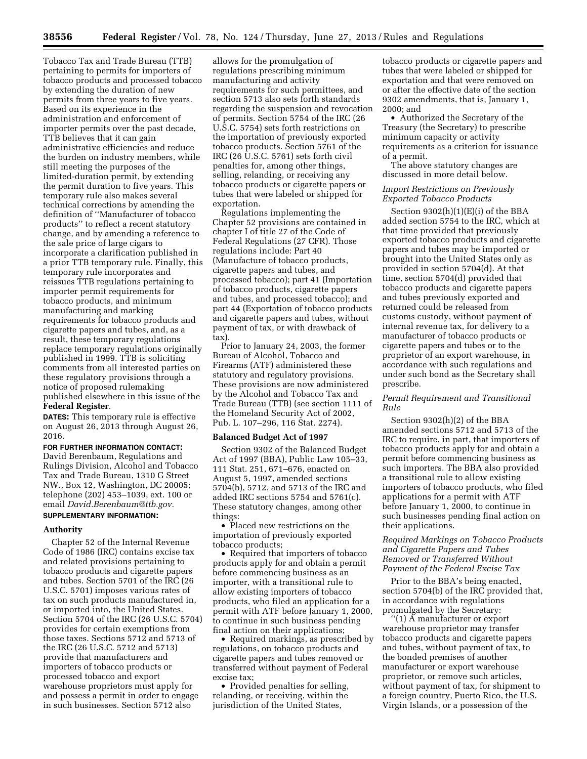Tobacco Tax and Trade Bureau (TTB) pertaining to permits for importers of tobacco products and processed tobacco by extending the duration of new permits from three years to five years. Based on its experience in the administration and enforcement of importer permits over the past decade, TTB believes that it can gain administrative efficiencies and reduce the burden on industry members, while still meeting the purposes of the limited-duration permit, by extending the permit duration to five years. This temporary rule also makes several technical corrections by amending the definition of ''Manufacturer of tobacco products'' to reflect a recent statutory change, and by amending a reference to the sale price of large cigars to incorporate a clarification published in a prior TTB temporary rule. Finally, this temporary rule incorporates and reissues TTB regulations pertaining to importer permit requirements for tobacco products, and minimum manufacturing and marking requirements for tobacco products and cigarette papers and tubes, and, as a result, these temporary regulations replace temporary regulations originally published in 1999. TTB is soliciting comments from all interested parties on these regulatory provisions through a notice of proposed rulemaking published elsewhere in this issue of the **Federal Register**.

**DATES:** This temporary rule is effective on August 26, 2013 through August 26, 2016.

**FOR FURTHER INFORMATION CONTACT:** David Berenbaum, Regulations and Rulings Division, Alcohol and Tobacco Tax and Trade Bureau, 1310 G Street NW., Box 12, Washington, DC 20005; telephone (202) 453–1039, ext. 100 or email *David.Berenbaum@ttb.gov.*

**SUPPLEMENTARY INFORMATION:**

## Authority

Chapter 52 of the Internal Revenue Code of 1986 (IRC) contains excise tax and related provisions pertaining to tobacco products and cigarette papers and tubes. Section 5701 of the IRC (26 U.S.C. 5701) imposes various rates of tax on such products manufactured in, or imported into, the United States. Section 5704 of the IRC (26 U.S.C. 5704) provides for certain exemptions from those taxes. Sections 5712 and 5713 of the IRC (26 U.S.C. 5712 and 5713) provide that manufacturers and importers of tobacco products or processed tobacco and export warehouse proprietors must apply for and possess a permit in order to engage in such businesses. Section 5712 also allows for the promulgation of regulations prescribing minimum manufacturing and activity requirements for such permittees, and section 5713 also sets forth standards regarding the suspension and revocation of permits. Section 5754 of the IRC (26 U.S.C. 5754) sets forth restrictions on the importation of previously exported tobacco products. Section 5761 of the IRC (26 U.S.C. 5761) sets forth civil penalties for, among other things, selling, relanding, or receiving any tobacco products or cigarette papers or tubes that were labeled or shipped for exportation.

Regulations implementing the Chapter 52 provisions are contained in chapter I of title 27 of the Code of Federal Regulations (27 CFR). Those regulations include: Part 40 (Manufacture of tobacco products, cigarette papers and tubes, and processed tobacco); part 41 (Importation of tobacco products, cigarette papers and tubes, and processed tobacco); and part 44 (Exportation of tobacco products and cigarette papers and tubes, without payment of tax, or with drawback of tax).

Prior to January 24, 2003, the former Bureau of Alcohol, Tobacco and Firearms (ATF) administered these statutory and regulatory provisions. These provisions are now administered by the Alcohol and Tobacco Tax and Trade Bureau (TTB) (see section 1111 of the Homeland Security Act of 2002, Pub. L. 107–296, 116 Stat. 2274).

## Balanced Budget Act of 1997

Section 9302 of the Balanced Budget Act of 1997 (BBA), Public Law 105–33, 111 Stat. 251, 671–676, enacted on August 5, 1997, amended sections 5704(b), 5712, and 5713 of the IRC and added IRC sections 5754 and 5761(c). These statutory changes, among other things:

- Placed new restrictions on the importation of previously exported tobacco products;
- Required that importers of tobacco products apply for and obtain a permit before commencing business as an importer, with a transitional rule to allow existing importers of tobacco products, who filed an application for a permit with ATF before January 1, 2000, to continue in such business pending final action on their applications;
- Required markings, as prescribed by regulations, on tobacco products and cigarette papers and tubes removed or transferred without payment of Federal excise tax;
- Provided penalties for selling, relanding, or receiving, within the jurisdiction of the United States, tobacco products or cigarette papers and tubes that were labeled or shipped for exportation and that were removed on or after the effective date of the section 9302 amendments, that is, January 1, 2000; and
- Authorized the Secretary of the Treasury (the Secretary) to prescribe minimum capacity or activity requirements as a criterion for issuance of a permit.

The above statutory changes are discussed in more detail below.

### *Import Restrictions on Previously Exported Tobacco Products*

Section 9302(h)(1)(E)(i) of the BBA added section 5754 to the IRC, which at that time provided that previously exported tobacco products and cigarette papers and tubes may be imported or brought into the United States only as provided in section 5704(d). At that time, section 5704(d) provided that tobacco products and cigarette papers and tubes previously exported and returned could be released from customs custody, without payment of internal revenue tax, for delivery to a manufacturer of tobacco products or cigarette papers and tubes or to the proprietor of an export warehouse, in accordance with such regulations and under such bond as the Secretary shall prescribe.

### *Permit Requirement and Transitional Rule*

Section 9302(h)(2) of the BBA amended sections 5712 and 5713 of the IRC to require, in part, that importers of tobacco products apply for and obtain a permit before commencing business as such importers. The BBA also provided a transitional rule to allow existing importers of tobacco products, who filed applications for a permit with ATF before January 1, 2000, to continue in such businesses pending final action on their applications.

### *Required Markings on Tobacco Products and Cigarette Papers and Tubes Removed or Transferred Without Payment of the Federal Excise Tax*

Prior to the BBA's being enacted, section 5704(b) of the IRC provided that, in accordance with regulations promulgated by the Secretary:

''(1) A manufacturer or export warehouse proprietor may transfer tobacco products and cigarette papers and tubes, without payment of tax, to the bonded premises of another manufacturer or export warehouse proprietor, or remove such articles, without payment of tax, for shipment to a foreign country, Puerto Rico, the U.S. Virgin Islands, or a possession of the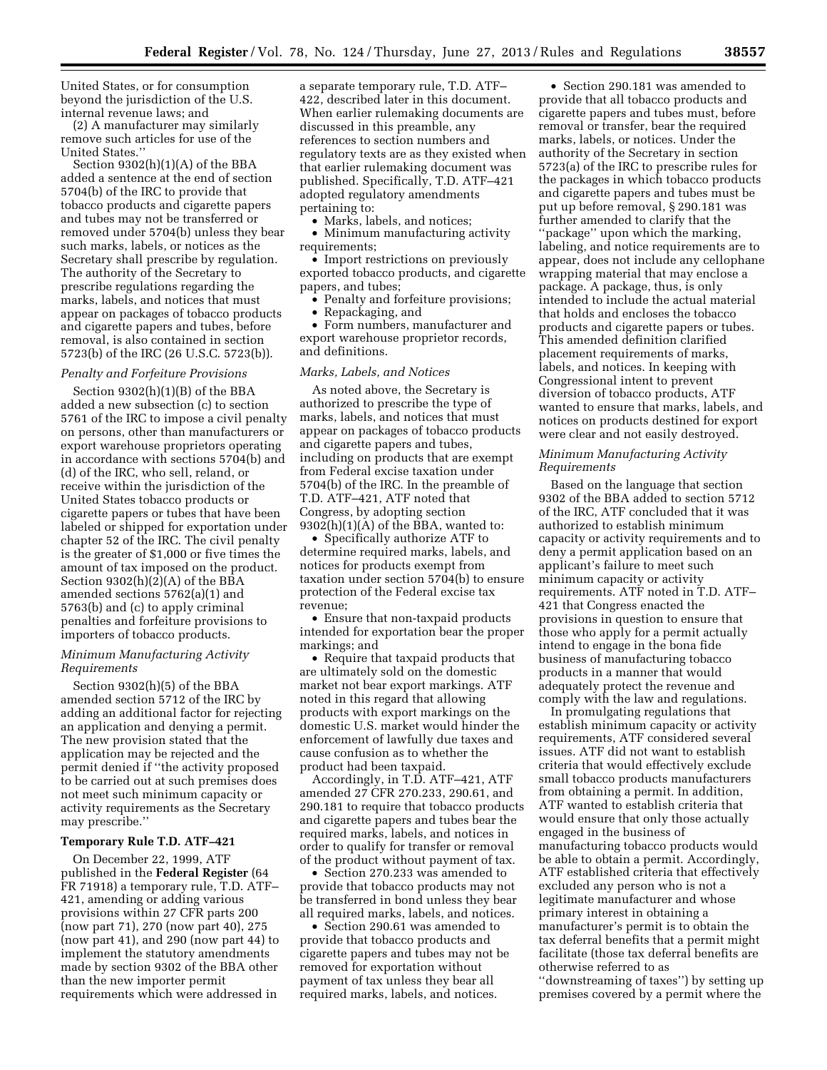United States, or for consumption beyond the jurisdiction of the U.S. internal revenue laws; and

(2) A manufacturer may similarly remove such articles for use of the United States.''

Section 9302(h)(1)(A) of the BBA added a sentence at the end of section 5704(b) of the IRC to provide that tobacco products and cigarette papers and tubes may not be transferred or removed under 5704(b) unless they bear such marks, labels, or notices as the Secretary shall prescribe by regulation. The authority of the Secretary to prescribe regulations regarding the marks, labels, and notices that must appear on packages of tobacco products and cigarette papers and tubes, before removal, is also contained in section 5723(b) of the IRC (26 U.S.C. 5723(b)).

*Penalty and Forfeiture Provisions*

Section 9302(h)(1)(B) of the BBA added a new subsection (c) to section 5761 of the IRC to impose a civil penalty on persons, other than manufacturers or export warehouse proprietors operating in accordance with sections 5704(b) and (d) of the IRC, who sell, reland, or receive within the jurisdiction of the United States tobacco products or cigarette papers or tubes that have been labeled or shipped for exportation under chapter 52 of the IRC. The civil penalty is the greater of $1,000 or five times the amount of tax imposed on the product. Section 9302(h)(2)(A) of the BBA amended sections 5762(a)(1) and 5763(b) and (c) to apply criminal penalties and forfeiture provisions to importers of tobacco products.

*Minimum Manufacturing Activity Requirements*

Section 9302(h)(5) of the BBA amended section 5712 of the IRC by adding an additional factor for rejecting an application and denying a permit. The new provision stated that the application may be rejected and the permit denied if ''the activity proposed to be carried out at such premises does not meet such minimum capacity or activity requirements as the Secretary may prescribe.''

**Temporary Rule T.D. ATF–421**

On December 22, 1999, ATF published in the **Federal Register** (64 FR 71918) a temporary rule, T.D. ATF–421, amending or adding various provisions within 27 CFR parts 200 (now part 71), 270 (now part 40), 275 (now part 41), and 290 (now part 44) to implement the statutory amendments made by section 9302 of the BBA other than the new importer permit requirements which were addressed in a separate temporary rule, T.D. ATF–422, described later in this document. When earlier rulemaking documents are discussed in this preamble, any references to section numbers and regulatory texts are as they existed when that earlier rulemaking document was published. Specifically, T.D. ATF–421 adopted regulatory amendments pertaining to:

- Marks, labels, and notices;
- Minimum manufacturing activity requirements;
- Import restrictions on previously exported tobacco products, and cigarette papers, and tubes;
- Penalty and forfeiture provisions;
- Repackaging, and
- Form numbers, manufacturer and export warehouse proprietor records, and definitions.

*Marks, Labels, and Notices*

As noted above, the Secretary is authorized to prescribe the type of marks, labels, and notices that must appear on packages of tobacco products and cigarette papers and tubes, including on products that are exempt from Federal excise taxation under 5704(b) of the IRC. In the preamble of T.D. ATF–421, ATF noted that Congress, by adopting section 9302(h)(1)(A) of the BBA, wanted to:

- Specifically authorize ATF to determine required marks, labels, and notices for products exempt from taxation under section 5704(b) to ensure protection of the Federal excise tax revenue;
- Ensure that non-taxpaid products intended for exportation bear the proper markings; and
- Require that taxpaid products that are ultimately sold on the domestic market not bear export markings. ATF noted in this regard that allowing products with export markings on the domestic U.S. market would hinder the enforcement of lawfully due taxes and cause confusion as to whether the product had been taxpaid.

Accordingly, in T.D. ATF–421, ATF amended 27 CFR 270.233, 290.61, and 290.181 to require that tobacco products and cigarette papers and tubes bear the required marks, labels, and notices in order to qualify for transfer or removal of the product without payment of tax.

- Section 270.233 was amended to provide that tobacco products may not be transferred in bond unless they bear all required marks, labels, and notices.
- Section 290.61 was amended to provide that tobacco products and cigarette papers and tubes may not be removed for exportation without payment of tax unless they bear all required marks, labels, and notices.
- Section 290.181 was amended to provide that all tobacco products and cigarette papers and tubes must, before removal or transfer, bear the required marks, labels, or notices. Under the authority of the Secretary in section 5723(a) of the IRC to prescribe rules for the packages in which tobacco products and cigarette papers and tubes must be put up before removal, § 290.181 was further amended to clarify that the ''package'' upon which the marking, labeling, and notice requirements are to appear, does not include any cellophane wrapping material that may enclose a package. A package, thus, is only intended to include the actual material that holds and encloses the tobacco products and cigarette papers or tubes. This amended definition clarified placement requirements of marks, labels, and notices. In keeping with Congressional intent to prevent diversion of tobacco products, ATF wanted to ensure that marks, labels, and notices on products destined for export were clear and not easily destroyed.

*Minimum Manufacturing Activity Requirements*

Based on the language that section 9302 of the BBA added to section 5712 of the IRC, ATF concluded that it was authorized to establish minimum capacity or activity requirements and to deny a permit application based on an applicant's failure to meet such minimum capacity or activity requirements. ATF noted in T.D. ATF–421 that Congress enacted the provisions in question to ensure that those who apply for a permit actually intend to engage in the bona fide business of manufacturing tobacco products in a manner that would adequately protect the revenue and comply with the law and regulations.

In promulgating regulations that establish minimum capacity or activity requirements, ATF considered several issues. ATF did not want to establish criteria that would effectively exclude small tobacco products manufacturers from obtaining a permit. In addition, ATF wanted to establish criteria that would ensure that only those actually engaged in the business of manufacturing tobacco products would be able to obtain a permit. Accordingly, ATF established criteria that effectively excluded any person who is not a legitimate manufacturer and whose primary interest in obtaining a manufacturer's permit is to obtain the tax deferral benefits that a permit might facilitate (those tax deferral benefits are otherwise referred to as ''downstreaming of taxes'') by setting up premises covered by a permit where the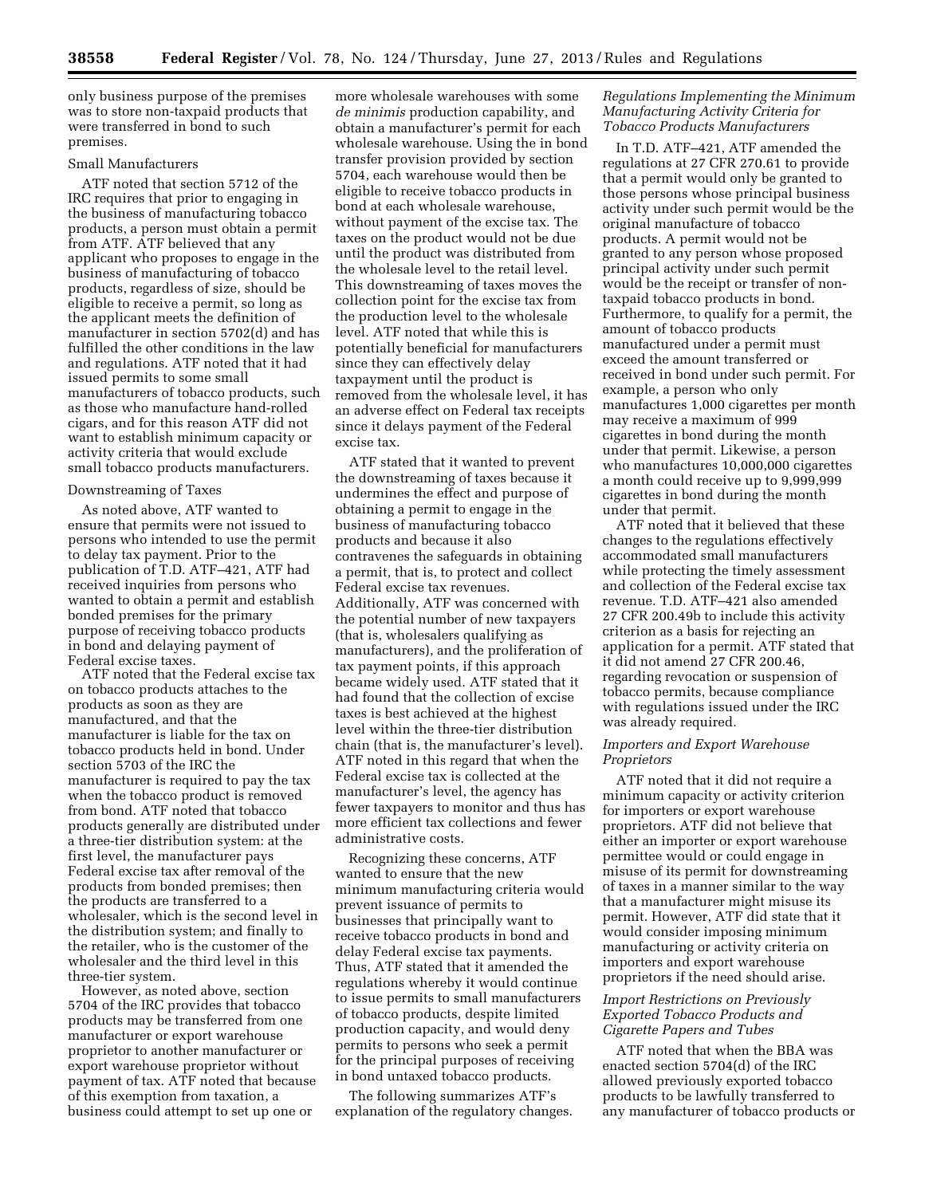only business purpose of the premises was to store non-taxpaid products that were transferred in bond to such premises.

Small Manufacturers

ATF noted that section 5712 of the IRC requires that prior to engaging in the business of manufacturing tobacco products, a person must obtain a permit from ATF. ATF believed that any applicant who proposes to engage in the business of manufacturing of tobacco products, regardless of size, should be eligible to receive a permit, so long as the applicant meets the definition of manufacturer in section 5702(d) and has fulfilled the other conditions in the law and regulations. ATF noted that it had issued permits to some small manufacturers of tobacco products, such as those who manufacture hand-rolled cigars, and for this reason ATF did not want to establish minimum capacity or activity criteria that would exclude small tobacco products manufacturers.

Downstreaming of Taxes

As noted above, ATF wanted to ensure that permits were not issued to persons who intended to use the permit to delay tax payment. Prior to the publication of T.D. ATF–421, ATF had received inquiries from persons who wanted to obtain a permit and establish bonded premises for the primary purpose of receiving tobacco products in bond and delaying payment of Federal excise taxes.

ATF noted that the Federal excise tax on tobacco products attaches to the products as soon as they are manufactured, and that the manufacturer is liable for the tax on tobacco products held in bond. Under section 5703 of the IRC the manufacturer is required to pay the tax when the tobacco product is removed from bond. ATF noted that tobacco products generally are distributed under a three-tier distribution system: at the first level, the manufacturer pays Federal excise tax after removal of the products from bonded premises; then the products are transferred to a wholesaler, which is the second level in the distribution system; and finally to the retailer, who is the customer of the wholesaler and the third level in this three-tier system.

However, as noted above, section 5704 of the IRC provides that tobacco products may be transferred from one manufacturer or export warehouse proprietor to another manufacturer or export warehouse proprietor without payment of tax. ATF noted that because of this exemption from taxation, a business could attempt to set up one or more wholesale warehouses with some *de minimis* production capability, and obtain a manufacturer's permit for each wholesale warehouse. Using the in bond transfer provision provided by section 5704, each warehouse would then be eligible to receive tobacco products in bond at each wholesale warehouse, without payment of the excise tax. The taxes on the product would not be due until the product was distributed from the wholesale level to the retail level. This downstreaming of taxes moves the collection point for the excise tax from the production level to the wholesale level. ATF noted that while this is potentially beneficial for manufacturers since they can effectively delay taxpayment until the product is removed from the wholesale level, it has an adverse effect on Federal tax receipts since it delays payment of the Federal excise tax.

ATF stated that it wanted to prevent the downstreaming of taxes because it undermines the effect and purpose of obtaining a permit to engage in the business of manufacturing tobacco products and because it also contravenes the safeguards in obtaining a permit, that is, to protect and collect Federal excise tax revenues. Additionally, ATF was concerned with the potential number of new taxpayers (that is, wholesalers qualifying as manufacturers), and the proliferation of tax payment points, if this approach became widely used. ATF stated that it had found that the collection of excise taxes is best achieved at the highest level within the three-tier distribution chain (that is, the manufacturer's level). ATF noted in this regard that when the Federal excise tax is collected at the manufacturer's level, the agency has fewer taxpayers to monitor and thus has more efficient tax collections and fewer administrative costs.

Recognizing these concerns, ATF wanted to ensure that the new minimum manufacturing criteria would prevent issuance of permits to businesses that principally want to receive tobacco products in bond and delay Federal excise tax payments. Thus, ATF stated that it amended the regulations whereby it would continue to issue permits to small manufacturers of tobacco products, despite limited production capacity, and would deny permits to persons who seek a permit for the principal purposes of receiving in bond untaxed tobacco products.

The following summarizes ATF's explanation of the regulatory changes.

*Regulations Implementing the Minimum Manufacturing Activity Criteria for Tobacco Products Manufacturers*

In T.D. ATF–421, ATF amended the regulations at 27 CFR 270.61 to provide that a permit would only be granted to those persons whose principal business activity under such permit would be the original manufacture of tobacco products. A permit would not be granted to any person whose proposed principal activity under such permit would be the receipt or transfer of non-taxpaid tobacco products in bond. Furthermore, to qualify for a permit, the amount of tobacco products manufactured under a permit must exceed the amount transferred or received in bond under such permit. For example, a person who only manufactures 1,000 cigarettes per month may receive a maximum of 999 cigarettes in bond during the month under that permit. Likewise, a person who manufactures 10,000,000 cigarettes a month could receive up to 9,999,999 cigarettes in bond during the month under that permit.

ATF noted that it believed that these changes to the regulations effectively accommodated small manufacturers while protecting the timely assessment and collection of the Federal excise tax revenue. T.D. ATF–421 also amended 27 CFR 200.49b to include this activity criterion as a basis for rejecting an application for a permit. ATF stated that it did not amend 27 CFR 200.46, regarding revocation or suspension of tobacco permits, because compliance with regulations issued under the IRC was already required.

*Importers and Export Warehouse Proprietors*

ATF noted that it did not require a minimum capacity or activity criterion for importers or export warehouse proprietors. ATF did not believe that either an importer or export warehouse permittee would or could engage in misuse of its permit for downstreaming of taxes in a manner similar to the way that a manufacturer might misuse its permit. However, ATF did state that it would consider imposing minimum manufacturing or activity criteria on importers and export warehouse proprietors if the need should arise.

*Import Restrictions on Previously Exported Tobacco Products and Cigarette Papers and Tubes*

ATF noted that when the BBA was enacted section 5704(d) of the IRC allowed previously exported tobacco products to be lawfully transferred to any manufacturer of tobacco products or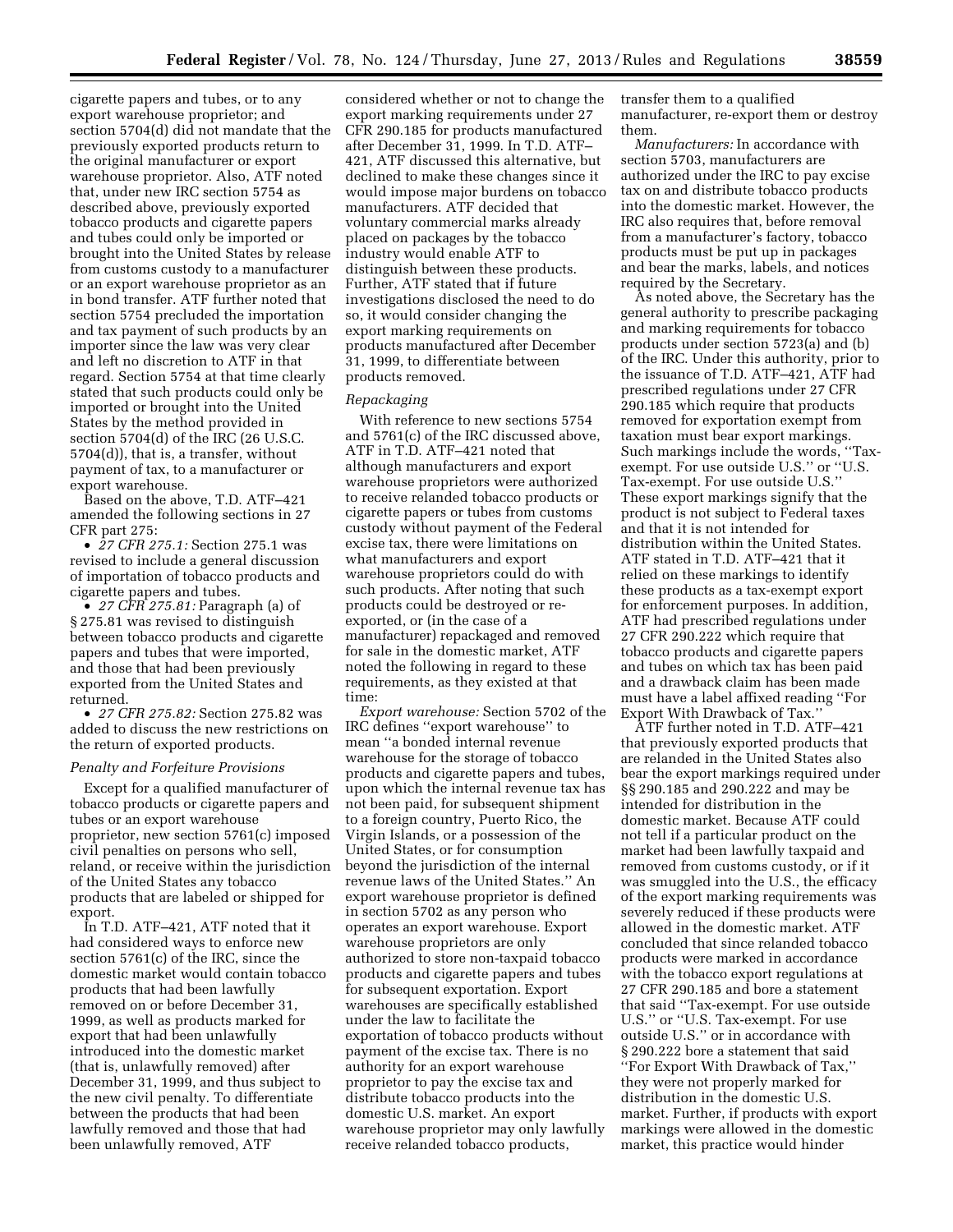cigarette papers and tubes, or to any export warehouse proprietor; and section 5704(d) did not mandate that the previously exported products return to the original manufacturer or export warehouse proprietor. Also, ATF noted that, under new IRC section 5754 as described above, previously exported tobacco products and cigarette papers and tubes could only be imported or brought into the United States by release from customs custody to a manufacturer or an export warehouse proprietor as an in bond transfer. ATF further noted that section 5754 precluded the importation and tax payment of such products by an importer since the law was very clear and left no discretion to ATF in that regard. Section 5754 at that time clearly stated that such products could only be imported or brought into the United States by the method provided in section 5704(d) of the IRC (26 U.S.C. 5704(d)), that is, a transfer, without payment of tax, to a manufacturer or export warehouse.

Based on the above, T.D. ATF–421 amended the following sections in 27 CFR part 275:

- *27 CFR 275.1:* Section 275.1 was revised to include a general discussion of importation of tobacco products and cigarette papers and tubes.
- *27 CFR 275.81:* Paragraph (a) of § 275.81 was revised to distinguish between tobacco products and cigarette papers and tubes that were imported, and those that had been previously exported from the United States and returned.
- *27 CFR 275.82:* Section 275.82 was added to discuss the new restrictions on the return of exported products.

*Penalty and Forfeiture Provisions*

Except for a qualified manufacturer of tobacco products or cigarette papers and tubes or an export warehouse proprietor, new section 5761(c) imposed civil penalties on persons who sell, reland, or receive within the jurisdiction of the United States any tobacco products that are labeled or shipped for export.

In T.D. ATF–421, ATF noted that it had considered ways to enforce new section 5761(c) of the IRC, since the domestic market would contain tobacco products that had been lawfully removed on or before December 31, 1999, as well as products marked for export that had been unlawfully introduced into the domestic market (that is, unlawfully removed) after December 31, 1999, and thus subject to the new civil penalty. To differentiate between the products that had been lawfully removed and those that had been unlawfully removed, ATF considered whether or not to change the export marking requirements under 27 CFR 290.185 for products manufactured after December 31, 1999. In T.D. ATF–421, ATF discussed this alternative, but declined to make these changes since it would impose major burdens on tobacco manufacturers. ATF decided that voluntary commercial marks already placed on packages by the tobacco industry would enable ATF to distinguish between these products. Further, ATF stated that if future investigations disclosed the need to do so, it would consider changing the export marking requirements on products manufactured after December 31, 1999, to differentiate between products removed.

*Repackaging*

With reference to new sections 5754 and 5761(c) of the IRC discussed above, ATF in T.D. ATF–421 noted that although manufacturers and export warehouse proprietors were authorized to receive relanded tobacco products or cigarette papers or tubes from customs custody without payment of the Federal excise tax, there were limitations on what manufacturers and export warehouse proprietors could do with such products. After noting that such products could be destroyed or re-exported, or (in the case of a manufacturer) repackaged and removed for sale in the domestic market, ATF noted the following in regard to these requirements, as they existed at that time:

*Export warehouse:* Section 5702 of the IRC defines ''export warehouse'' to mean ''a bonded internal revenue warehouse for the storage of tobacco products and cigarette papers and tubes, upon which the internal revenue tax has not been paid, for subsequent shipment to a foreign country, Puerto Rico, the Virgin Islands, or a possession of the United States, or for consumption beyond the jurisdiction of the internal revenue laws of the United States.'' An export warehouse proprietor is defined in section 5702 as any person who operates an export warehouse. Export warehouse proprietors are only authorized to store non-taxpaid tobacco products and cigarette papers and tubes for subsequent exportation. Export warehouses are specifically established under the law to facilitate the exportation of tobacco products without payment of the excise tax. There is no authority for an export warehouse proprietor to pay the excise tax and distribute tobacco products into the domestic U.S. market. An export warehouse proprietor may only lawfully receive relanded tobacco products, transfer them to a qualified manufacturer, re-export them or destroy them.

*Manufacturers:* In accordance with section 5703, manufacturers are authorized under the IRC to pay excise tax on and distribute tobacco products into the domestic market. However, the IRC also requires that, before removal from a manufacturer's factory, tobacco products must be put up in packages and bear the marks, labels, and notices required by the Secretary.

As noted above, the Secretary has the general authority to prescribe packaging and marking requirements for tobacco products under section 5723(a) and (b) of the IRC. Under this authority, prior to the issuance of T.D. ATF–421, ATF had prescribed regulations under 27 CFR 290.185 which require that products removed for exportation exempt from taxation must bear export markings. Such markings include the words, ''Tax-exempt. For use outside U.S.'' or ''U.S. Tax-exempt. For use outside U.S.'' These export markings signify that the product is not subject to Federal taxes and that it is not intended for distribution within the United States. ATF stated in T.D. ATF–421 that it relied on these markings to identify these products as a tax-exempt export for enforcement purposes. In addition, ATF had prescribed regulations under 27 CFR 290.222 which require that tobacco products and cigarette papers and tubes on which tax has been paid and a drawback claim has been made must have a label affixed reading ''For Export With Drawback of Tax.''

ATF further noted in T.D. ATF–421 that previously exported products that are relanded in the United States also bear the export markings required under §§ 290.185 and 290.222 and may be intended for distribution in the domestic market. Because ATF could not tell if a particular product on the market had been lawfully taxpaid and removed from customs custody, or if it was smuggled into the U.S., the efficacy of the export marking requirements was severely reduced if these products were allowed in the domestic market. ATF concluded that since relanded tobacco products were marked in accordance with the tobacco export regulations at 27 CFR 290.185 and bore a statement that said ''Tax-exempt. For use outside U.S.'' or ''U.S. Tax-exempt. For use outside U.S.'' or in accordance with § 290.222 bore a statement that said ''For Export With Drawback of Tax,'' they were not properly marked for distribution in the domestic U.S. market. Further, if products with export markings were allowed in the domestic market, this practice would hinder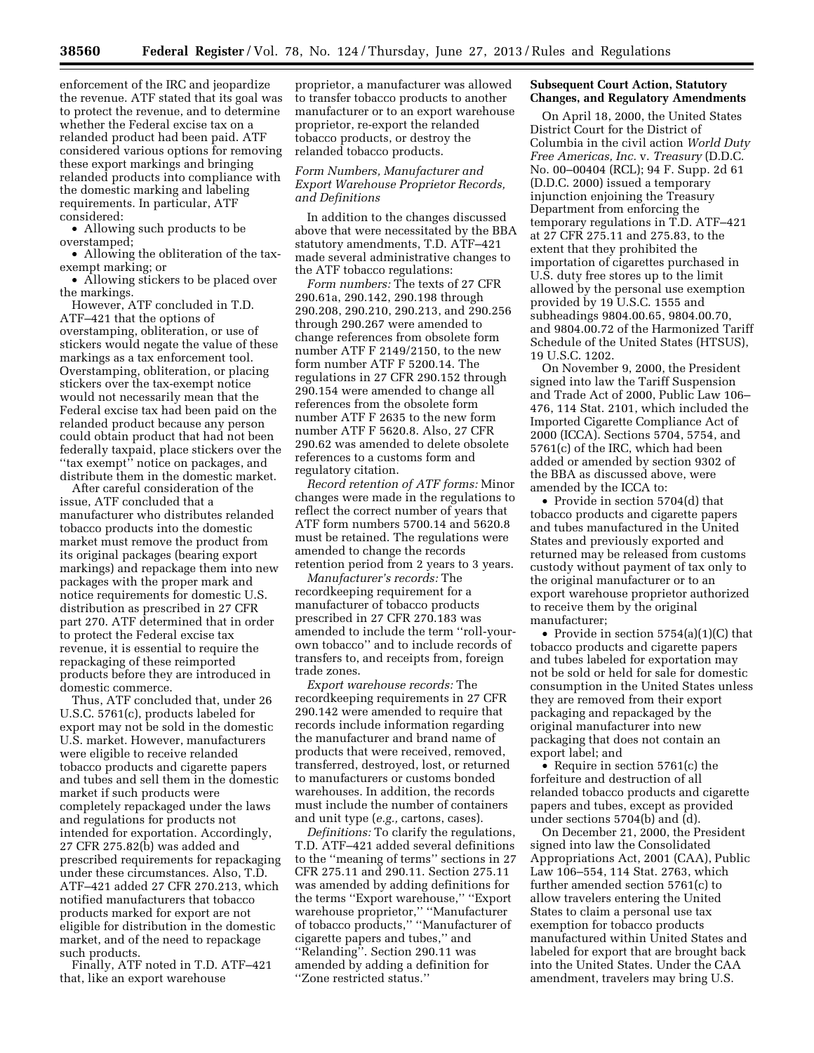enforcement of the IRC and jeopardize the revenue. ATF stated that its goal was to protect the revenue, and to determine whether the Federal excise tax on a relanded product had been paid. ATF considered various options for removing these export markings and bringing relanded products into compliance with the domestic marking and labeling requirements. In particular, ATF considered:

- Allowing such products to be overstamped;
- Allowing the obliteration of the tax-exempt marking; or
- Allowing stickers to be placed over the markings.

However, ATF concluded in T.D. ATF–421 that the options of overstamping, obliteration, or use of stickers would negate the value of these markings as a tax enforcement tool. Overstamping, obliteration, or placing stickers over the tax-exempt notice would not necessarily mean that the Federal excise tax had been paid on the relanded product because any person could obtain product that had not been federally taxpaid, place stickers over the "tax exempt" notice on packages, and distribute them in the domestic market.

After careful consideration of the issue, ATF concluded that a manufacturer who distributes relanded tobacco products into the domestic market must remove the product from its original packages (bearing export markings) and repackage them into new packages with the proper mark and notice requirements for domestic U.S. distribution as prescribed in 27 CFR part 270. ATF determined that in order to protect the Federal excise tax revenue, it is essential to require the repackaging of these reimported products before they are introduced in domestic commerce.

Thus, ATF concluded that, under 26 U.S.C. 5761(c), products labeled for export may not be sold in the domestic U.S. market. However, manufacturers were eligible to receive relanded tobacco products and cigarette papers and tubes and sell them in the domestic market if such products were completely repackaged under the laws and regulations for products not intended for exportation. Accordingly, 27 CFR 275.82(b) was added and prescribed requirements for repackaging under these circumstances. Also, T.D. ATF–421 added 27 CFR 270.213, which notified manufacturers that tobacco products marked for export are not eligible for distribution in the domestic market, and of the need to repackage such products.

Finally, ATF noted in T.D. ATF–421 that, like an export warehouse proprietor, a manufacturer was allowed to transfer tobacco products to another manufacturer or to an export warehouse proprietor, re-export the relanded tobacco products, or destroy the relanded tobacco products.

### *Form Numbers, Manufacturer and Export Warehouse Proprietor Records, and Definitions*

In addition to the changes discussed above that were necessitated by the BBA statutory amendments, T.D. ATF–421 made several administrative changes to the ATF tobacco regulations:

*Form numbers:* The texts of 27 CFR 290.61a, 290.142, 290.198 through 290.208, 290.210, 290.213, and 290.256 through 290.267 were amended to change references from obsolete form number ATF F 2149/2150, to the new form number ATF F 5200.14. The regulations in 27 CFR 290.152 through 290.154 were amended to change all references from the obsolete form number ATF F 2635 to the new form number ATF F 5620.8. Also, 27 CFR 290.62 was amended to delete obsolete references to a customs form and regulatory citation.

*Record retention of ATF forms:* Minor changes were made in the regulations to reflect the correct number of years that ATF form numbers 5700.14 and 5620.8 must be retained. The regulations were amended to change the records retention period from 2 years to 3 years.

*Manufacturer's records:* The recordkeeping requirement for a manufacturer of tobacco products prescribed in 27 CFR 270.183 was amended to include the term "roll-your-own tobacco" and to include records of transfers to, and receipts from, foreign trade zones.

*Export warehouse records:* The recordkeeping requirements in 27 CFR 290.142 were amended to require that records include information regarding the manufacturer and brand name of products that were received, removed, transferred, destroyed, lost, or returned to manufacturers or customs bonded warehouses. In addition, the records must include the number of containers and unit type (*e.g.,* cartons, cases).

*Definitions:* To clarify the regulations, T.D. ATF–421 added several definitions to the "meaning of terms" sections in 27 CFR 275.11 and 290.11. Section 275.11 was amended by adding definitions for the terms "Export warehouse," "Export warehouse proprietor," "Manufacturer of tobacco products," "Manufacturer of cigarette papers and tubes," and "Relanding". Section 290.11 was amended by adding a definition for "Zone restricted status."

### Subsequent Court Action, Statutory Changes, and Regulatory Amendments

On April 18, 2000, the United States District Court for the District of Columbia in the civil action *World Duty Free Americas, Inc.* v. *Treasury* (D.D.C. No. 00–00404 (RCL); 94 F. Supp. 2d 61 (D.D.C. 2000) issued a temporary injunction enjoining the Treasury Department from enforcing the temporary regulations in T.D. ATF–421 at 27 CFR 275.11 and 275.83, to the extent that they prohibited the importation of cigarettes purchased in U.S. duty free stores up to the limit allowed by the personal use exemption provided by 19 U.S.C. 1555 and subheadings 9804.00.65, 9804.00.70, and 9804.00.72 of the Harmonized Tariff Schedule of the United States (HTSUS), 19 U.S.C. 1202.

On November 9, 2000, the President signed into law the Tariff Suspension and Trade Act of 2000, Public Law 106–476, 114 Stat. 2101, which included the Imported Cigarette Compliance Act of 2000 (ICCA). Sections 5704, 5754, and 5761(c) of the IRC, which had been added or amended by section 9302 of the BBA as discussed above, were amended by the ICCA to:

- Provide in section 5704(d) that tobacco products and cigarette papers and tubes manufactured in the United States and previously exported and returned may be released from customs custody without payment of tax only to the original manufacturer or to an export warehouse proprietor authorized to receive them by the original manufacturer;
- Provide in section 5754(a)(1)(C) that tobacco products and cigarette papers and tubes labeled for exportation may not be sold or held for sale for domestic consumption in the United States unless they are removed from their export packaging and repackaged by the original manufacturer into new packaging that does not contain an export label; and
- Require in section 5761(c) the forfeiture and destruction of all relanded tobacco products and cigarette papers and tubes, except as provided under sections 5704(b) and (d).

On December 21, 2000, the President signed into law the Consolidated Appropriations Act, 2001 (CAA), Public Law 106–554, 114 Stat. 2763, which further amended section 5761(c) to allow travelers entering the United States to claim a personal use tax exemption for tobacco products manufactured within United States and labeled for export that are brought back into the United States. Under the CAA amendment, travelers may bring U.S.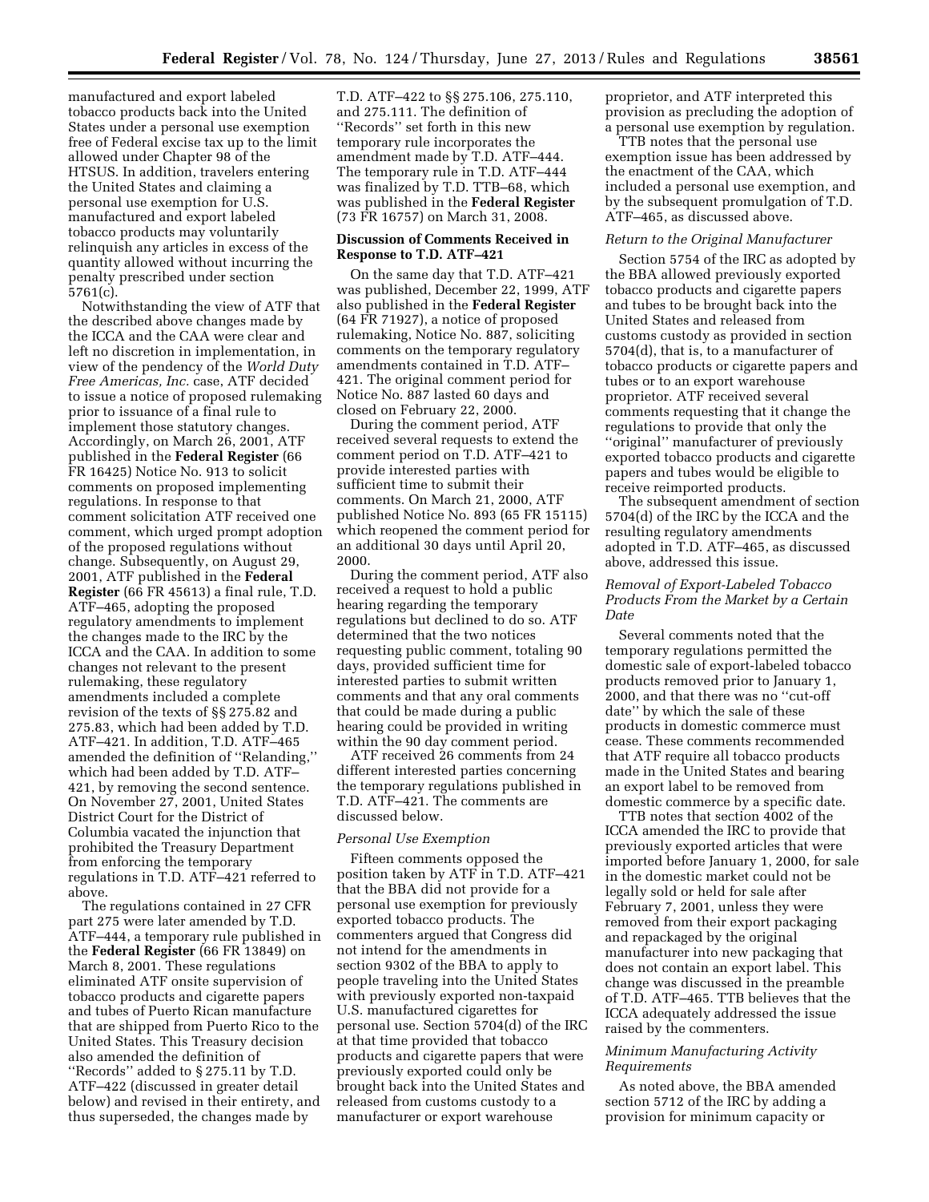manufactured and export labeled tobacco products back into the United States under a personal use exemption free of Federal excise tax up to the limit allowed under Chapter 98 of the HTSUS. In addition, travelers entering the United States and claiming a personal use exemption for U.S. manufactured and export labeled tobacco products may voluntarily relinquish any articles in excess of the quantity allowed without incurring the penalty prescribed under section 5761(c).

Notwithstanding the view of ATF that the described above changes made by the ICCA and the CAA were clear and left no discretion in implementation, in view of the pendency of the *World Duty Free Americas, Inc.* case, ATF decided to issue a notice of proposed rulemaking prior to issuance of a final rule to implement those statutory changes. Accordingly, on March 26, 2001, ATF published in the **Federal Register** (66 FR 16425) Notice No. 913 to solicit comments on proposed implementing regulations. In response to that comment solicitation ATF received one comment, which urged prompt adoption of the proposed regulations without change. Subsequently, on August 29, 2001, ATF published in the **Federal Register** (66 FR 45613) a final rule, T.D. ATF–465, adopting the proposed regulatory amendments to implement the changes made to the IRC by the ICCA and the CAA. In addition to some changes not relevant to the present rulemaking, these regulatory amendments included a complete revision of the texts of §§ 275.82 and 275.83, which had been added by T.D. ATF–421. In addition, T.D. ATF–465 amended the definition of ''Relanding,'' which had been added by T.D. ATF–421, by removing the second sentence. On November 27, 2001, United States District Court for the District of Columbia vacated the injunction that prohibited the Treasury Department from enforcing the temporary regulations in T.D. ATF–421 referred to above.

The regulations contained in 27 CFR part 275 were later amended by T.D. ATF–444, a temporary rule published in the **Federal Register** (66 FR 13849) on March 8, 2001. These regulations eliminated ATF onsite supervision of tobacco products and cigarette papers and tubes of Puerto Rican manufacture that are shipped from Puerto Rico to the United States. This Treasury decision also amended the definition of ''Records'' added to § 275.11 by T.D. ATF–422 (discussed in greater detail below) and revised in their entirety, and thus superseded, the changes made by T.D. ATF–422 to §§ 275.106, 275.110, and 275.111. The definition of ''Records'' set forth in this new temporary rule incorporates the amendment made by T.D. ATF–444. The temporary rule in T.D. ATF–444 was finalized by T.D. TTB–68, which was published in the **Federal Register** (73 FR 16757) on March 31, 2008.

### Discussion of Comments Received in Response to T.D. ATF–421

On the same day that T.D. ATF–421 was published, December 22, 1999, ATF also published in the **Federal Register** (64 FR 71927), a notice of proposed rulemaking, Notice No. 887, soliciting comments on the temporary regulatory amendments contained in T.D. ATF–421. The original comment period for Notice No. 887 lasted 60 days and closed on February 22, 2000.

During the comment period, ATF received several requests to extend the comment period on T.D. ATF–421 to provide interested parties with sufficient time to submit their comments. On March 21, 2000, ATF published Notice No. 893 (65 FR 15115) which reopened the comment period for an additional 30 days until April 20, 2000.

During the comment period, ATF also received a request to hold a public hearing regarding the temporary regulations but declined to do so. ATF determined that the two notices requesting public comment, totaling 90 days, provided sufficient time for interested parties to submit written comments and that any oral comments that could be made during a public hearing could be provided in writing within the 90 day comment period.

ATF received 26 comments from 24 different interested parties concerning the temporary regulations published in T.D. ATF–421. The comments are discussed below.

#### *Personal Use Exemption*

Fifteen comments opposed the position taken by ATF in T.D. ATF–421 that the BBA did not provide for a personal use exemption for previously exported tobacco products. The commenters argued that Congress did not intend for the amendments in section 9302 of the BBA to apply to people traveling into the United States with previously exported non-taxpaid U.S. manufactured cigarettes for personal use. Section 5704(d) of the IRC at that time provided that tobacco products and cigarette papers that were previously exported could only be brought back into the United States and released from customs custody to a manufacturer or export warehouse proprietor, and ATF interpreted this provision as precluding the adoption of a personal use exemption by regulation.

TTB notes that the personal use exemption issue has been addressed by the enactment of the CAA, which included a personal use exemption, and by the subsequent promulgation of T.D. ATF–465, as discussed above.

#### *Return to the Original Manufacturer*

Section 5754 of the IRC as adopted by the BBA allowed previously exported tobacco products and cigarette papers and tubes to be brought back into the United States and released from customs custody as provided in section 5704(d), that is, to a manufacturer of tobacco products or cigarette papers and tubes or to an export warehouse proprietor. ATF received several comments requesting that it change the regulations to provide that only the ''original'' manufacturer of previously exported tobacco products and cigarette papers and tubes would be eligible to receive reimported products.

The subsequent amendment of section 5704(d) of the IRC by the ICCA and the resulting regulatory amendments adopted in T.D. ATF–465, as discussed above, addressed this issue.

#### *Removal of Export-Labeled Tobacco Products From the Market by a Certain Date*

Several comments noted that the temporary regulations permitted the domestic sale of export-labeled tobacco products removed prior to January 1, 2000, and that there was no ''cut-off date'' by which the sale of these products in domestic commerce must cease. These comments recommended that ATF require all tobacco products made in the United States and bearing an export label to be removed from domestic commerce by a specific date.

TTB notes that section 4002 of the ICCA amended the IRC to provide that previously exported articles that were imported before January 1, 2000, for sale in the domestic market could not be legally sold or held for sale after February 7, 2001, unless they were removed from their export packaging and repackaged by the original manufacturer into new packaging that does not contain an export label. This change was discussed in the preamble of T.D. ATF–465. TTB believes that the ICCA adequately addressed the issue raised by the commenters.

#### *Minimum Manufacturing Activity Requirements*

As noted above, the BBA amended section 5712 of the IRC by adding a provision for minimum capacity or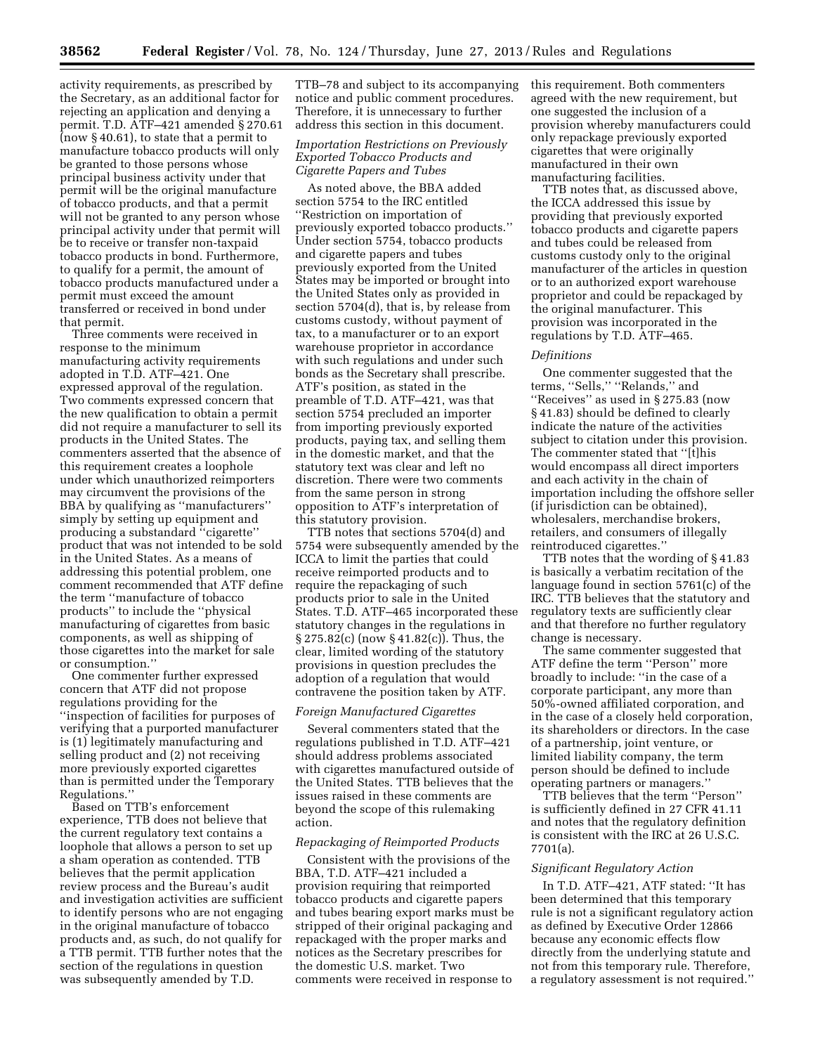activity requirements, as prescribed by the Secretary, as an additional factor for rejecting an application and denying a permit. T.D. ATF–421 amended § 270.61 (now § 40.61), to state that a permit to manufacture tobacco products will only be granted to those persons whose principal business activity under that permit will be the original manufacture of tobacco products, and that a permit will not be granted to any person whose principal activity under that permit will be to receive or transfer non-taxpaid tobacco products in bond. Furthermore, to qualify for a permit, the amount of tobacco products manufactured under a permit must exceed the amount transferred or received in bond under that permit.

Three comments were received in response to the minimum manufacturing activity requirements adopted in T.D. ATF–421. One expressed approval of the regulation. Two comments expressed concern that the new qualification to obtain a permit did not require a manufacturer to sell its products in the United States. The commenters asserted that the absence of this requirement creates a loophole under which unauthorized reimporters may circumvent the provisions of the BBA by qualifying as ''manufacturers'' simply by setting up equipment and producing a substandard ''cigarette'' product that was not intended to be sold in the United States. As a means of addressing this potential problem, one comment recommended that ATF define the term ''manufacture of tobacco products'' to include the ''physical manufacturing of cigarettes from basic components, as well as shipping of those cigarettes into the market for sale or consumption.''

One commenter further expressed concern that ATF did not propose regulations providing for the ''inspection of facilities for purposes of verifying that a purported manufacturer is (1) legitimately manufacturing and selling product and (2) not receiving more previously exported cigarettes than is permitted under the Temporary Regulations.''

Based on TTB's enforcement experience, TTB does not believe that the current regulatory text contains a loophole that allows a person to set up a sham operation as contended. TTB believes that the permit application review process and the Bureau's audit and investigation activities are sufficient to identify persons who are not engaging in the original manufacture of tobacco products and, as such, do not qualify for a TTB permit. TTB further notes that the section of the regulations in question was subsequently amended by T.D. TTB–78 and subject to its accompanying notice and public comment procedures. Therefore, it is unnecessary to further address this section in this document.

*Importation Restrictions on Previously Exported Tobacco Products and Cigarette Papers and Tubes*

As noted above, the BBA added section 5754 to the IRC entitled ''Restriction on importation of previously exported tobacco products.'' Under section 5754, tobacco products and cigarette papers and tubes previously exported from the United States may be imported or brought into the United States only as provided in section 5704(d), that is, by release from customs custody, without payment of tax, to a manufacturer or to an export warehouse proprietor in accordance with such regulations and under such bonds as the Secretary shall prescribe. ATF's position, as stated in the preamble of T.D. ATF–421, was that section 5754 precluded an importer from importing previously exported products, paying tax, and selling them in the domestic market, and that the statutory text was clear and left no discretion. There were two comments from the same person in strong opposition to ATF's interpretation of this statutory provision.

TTB notes that sections 5704(d) and 5754 were subsequently amended by the ICCA to limit the parties that could receive reimported products and to require the repackaging of such products prior to sale in the United States. T.D. ATF–465 incorporated these statutory changes in the regulations in § 275.82(c) (now § 41.82(c)). Thus, the clear, limited wording of the statutory provisions in question precludes the adoption of a regulation that would contravene the position taken by ATF.

*Foreign Manufactured Cigarettes*

Several commenters stated that the regulations published in T.D. ATF–421 should address problems associated with cigarettes manufactured outside of the United States. TTB believes that the issues raised in these comments are beyond the scope of this rulemaking action.

*Repackaging of Reimported Products*

Consistent with the provisions of the BBA, T.D. ATF–421 included a provision requiring that reimported tobacco products and cigarette papers and tubes bearing export marks must be stripped of their original packaging and repackaged with the proper marks and notices as the Secretary prescribes for the domestic U.S. market. Two comments were received in response to this requirement. Both commenters agreed with the new requirement, but one suggested the inclusion of a provision whereby manufacturers could only repackage previously exported cigarettes that were originally manufactured in their own manufacturing facilities.

TTB notes that, as discussed above, the ICCA addressed this issue by providing that previously exported tobacco products and cigarette papers and tubes could be released from customs custody only to the original manufacturer of the articles in question or to an authorized export warehouse proprietor and could be repackaged by the original manufacturer. This provision was incorporated in the regulations by T.D. ATF–465.

*Definitions*

One commenter suggested that the terms, ''Sells,'' ''Relands,'' and ''Receives'' as used in § 275.83 (now § 41.83) should be defined to clearly indicate the nature of the activities subject to citation under this provision. The commenter stated that ''[t]his would encompass all direct importers and each activity in the chain of importation including the offshore seller (if jurisdiction can be obtained), wholesalers, merchandise brokers, retailers, and consumers of illegally reintroduced cigarettes.''

TTB notes that the wording of § 41.83 is basically a verbatim recitation of the language found in section 5761(c) of the IRC. TTB believes that the statutory and regulatory texts are sufficiently clear and that therefore no further regulatory change is necessary.

The same commenter suggested that ATF define the term ''Person'' more broadly to include: ''in the case of a corporate participant, any more than 50%-owned affiliated corporation, and in the case of a closely held corporation, its shareholders or directors. In the case of a partnership, joint venture, or limited liability company, the term person should be defined to include operating partners or managers.''

TTB believes that the term ''Person'' is sufficiently defined in 27 CFR 41.11 and notes that the regulatory definition is consistent with the IRC at 26 U.S.C. 7701(a).

*Significant Regulatory Action*

In T.D. ATF–421, ATF stated: ''It has been determined that this temporary rule is not a significant regulatory action as defined by Executive Order 12866 because any economic effects flow directly from the underlying statute and not from this temporary rule. Therefore, a regulatory assessment is not required.''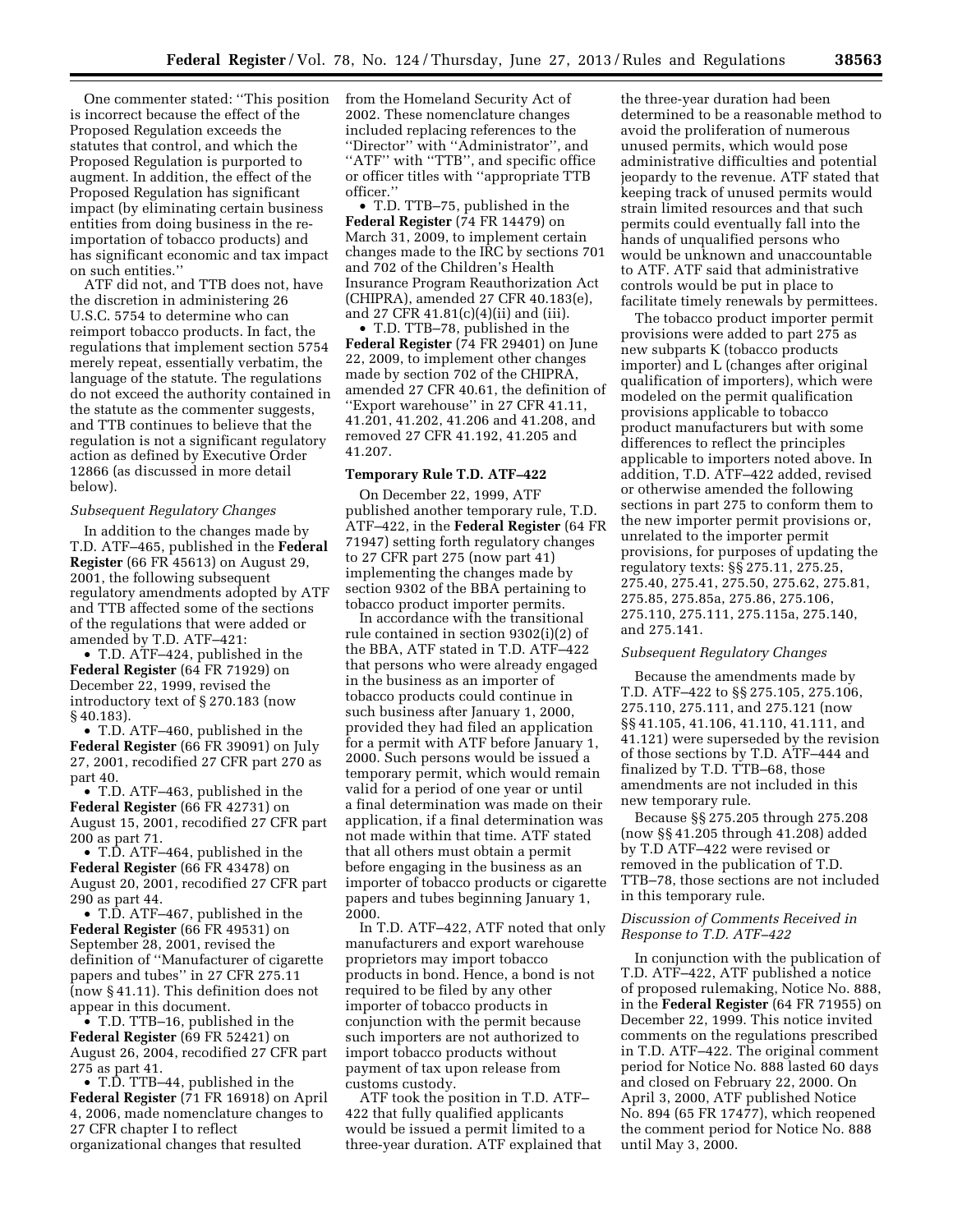One commenter stated: ''This position is incorrect because the effect of the Proposed Regulation exceeds the statutes that control, and which the Proposed Regulation is purported to augment. In addition, the effect of the Proposed Regulation has significant impact (by eliminating certain business entities from doing business in the re-importation of tobacco products) and has significant economic and tax impact on such entities.''

ATF did not, and TTB does not, have the discretion in administering 26 U.S.C. 5754 to determine who can reimport tobacco products. In fact, the regulations that implement section 5754 merely repeat, essentially verbatim, the language of the statute. The regulations do not exceed the authority contained in the statute as the commenter suggests, and TTB continues to believe that the regulation is not a significant regulatory action as defined by Executive Order 12866 (as discussed in more detail below).

*Subsequent Regulatory Changes*

In addition to the changes made by T.D. ATF–465, published in the **Federal Register** (66 FR 45613) on August 29, 2001, the following subsequent regulatory amendments adopted by ATF and TTB affected some of the sections of the regulations that were added or amended by T.D. ATF–421:

- T.D. ATF–424, published in the **Federal Register** (64 FR 71929) on December 22, 1999, revised the introductory text of § 270.183 (now § 40.183).
- T.D. ATF–460, published in the **Federal Register** (66 FR 39091) on July 27, 2001, recodified 27 CFR part 270 as part 40.
- T.D. ATF–463, published in the **Federal Register** (66 FR 42731) on August 15, 2001, recodified 27 CFR part 200 as part 71.
- T.D. ATF–464, published in the **Federal Register** (66 FR 43478) on August 20, 2001, recodified 27 CFR part 290 as part 44.
- T.D. ATF–467, published in the **Federal Register** (66 FR 49531) on September 28, 2001, revised the definition of ''Manufacturer of cigarette papers and tubes'' in 27 CFR 275.11 (now § 41.11). This definition does not appear in this document.
- T.D. TTB–16, published in the **Federal Register** (69 FR 52421) on August 26, 2004, recodified 27 CFR part 275 as part 41.
- T.D. TTB–44, published in the **Federal Register** (71 FR 16918) on April 4, 2006, made nomenclature changes to 27 CFR chapter I to reflect organizational changes that resulted from the Homeland Security Act of 2002. These nomenclature changes included replacing references to the ''Director'' with ''Administrator'', and ''ATF'' with ''TTB'', and specific office or officer titles with ''appropriate TTB officer.''
- T.D. TTB–75, published in the **Federal Register** (74 FR 14479) on March 31, 2009, to implement certain changes made to the IRC by sections 701 and 702 of the Children's Health Insurance Program Reauthorization Act (CHIPRA), amended 27 CFR 40.183(e), and 27 CFR 41.81(c)(4)(ii) and (iii).
- T.D. TTB–78, published in the **Federal Register** (74 FR 29401) on June 22, 2009, to implement other changes made by section 702 of the CHIPRA, amended 27 CFR 40.61, the definition of ''Export warehouse'' in 27 CFR 41.11, 41.201, 41.202, 41.206 and 41.208, and removed 27 CFR 41.192, 41.205 and 41.207.

**Temporary Rule T.D. ATF–422**

On December 22, 1999, ATF published another temporary rule, T.D. ATF–422, in the **Federal Register** (64 FR 71947) setting forth regulatory changes to 27 CFR part 275 (now part 41) implementing the changes made by section 9302 of the BBA pertaining to tobacco product importer permits.

In accordance with the transitional rule contained in section 9302(i)(2) of the BBA, ATF stated in T.D. ATF–422 that persons who were already engaged in the business as an importer of tobacco products could continue in such business after January 1, 2000, provided they had filed an application for a permit with ATF before January 1, 2000. Such persons would be issued a temporary permit, which would remain valid for a period of one year or until a final determination was made on their application, if a final determination was not made within that time. ATF stated that all others must obtain a permit before engaging in the business as an importer of tobacco products or cigarette papers and tubes beginning January 1, 2000.

In T.D. ATF–422, ATF noted that only manufacturers and export warehouse proprietors may import tobacco products in bond. Hence, a bond is not required to be filed by any other importer of tobacco products in conjunction with the permit because such importers are not authorized to import tobacco products without payment of tax upon release from customs custody.

ATF took the position in T.D. ATF–422 that fully qualified applicants would be issued a permit limited to a three-year duration. ATF explained that the three-year duration had been determined to be a reasonable method to avoid the proliferation of numerous unused permits, which would pose administrative difficulties and potential jeopardy to the revenue. ATF stated that keeping track of unused permits would strain limited resources and that such permits could eventually fall into the hands of unqualified persons who would be unknown and unaccountable to ATF. ATF said that administrative controls would be put in place to facilitate timely renewals by permittees.

The tobacco product importer permit provisions were added to part 275 as new subparts K (tobacco products importer) and L (changes after original qualification of importers), which were modeled on the permit qualification provisions applicable to tobacco product manufacturers but with some differences to reflect the principles applicable to importers noted above. In addition, T.D. ATF–422 added, revised or otherwise amended the following sections in part 275 to conform them to the new importer permit provisions or, unrelated to the importer permit provisions, for purposes of updating the regulatory texts: §§ 275.11, 275.25, 275.40, 275.41, 275.50, 275.62, 275.81, 275.85, 275.85a, 275.86, 275.106, 275.110, 275.111, 275.115a, 275.140, and 275.141.

*Subsequent Regulatory Changes*

Because the amendments made by T.D. ATF–422 to §§ 275.105, 275.106, 275.110, 275.111, and 275.121 (now §§ 41.105, 41.106, 41.110, 41.111, and 41.121) were superseded by the revision of those sections by T.D. ATF–444 and finalized by T.D. TTB–68, those amendments are not included in this new temporary rule.

Because §§ 275.205 through 275.208 (now §§ 41.205 through 41.208) added by T.D ATF–422 were revised or removed in the publication of T.D. TTB–78, those sections are not included in this temporary rule.

*Discussion of Comments Received in Response to T.D. ATF–422*

In conjunction with the publication of T.D. ATF–422, ATF published a notice of proposed rulemaking, Notice No. 888, in the **Federal Register** (64 FR 71955) on December 22, 1999. This notice invited comments on the regulations prescribed in T.D. ATF–422. The original comment period for Notice No. 888 lasted 60 days and closed on February 22, 2000. On April 3, 2000, ATF published Notice No. 894 (65 FR 17477), which reopened the comment period for Notice No. 888 until May 3, 2000.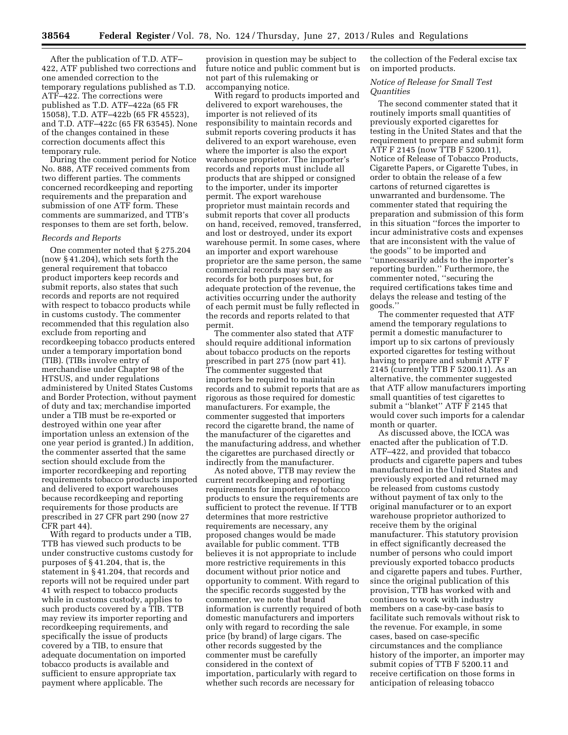After the publication of T.D. ATF–422, ATF published two corrections and one amended correction to the temporary regulations published as T.D. ATF–422. The corrections were published as T.D. ATF–422a (65 FR 15058), T.D. ATF–422b (65 FR 45523), and T.D. ATF–422c (65 FR 63545). None of the changes contained in these correction documents affect this temporary rule.

During the comment period for Notice No. 888, ATF received comments from two different parties. The comments concerned recordkeeping and reporting requirements and the preparation and submission of one ATF form. These comments are summarized, and TTB's responses to them are set forth, below.

*Records and Reports*

One commenter noted that § 275.204 (now § 41.204), which sets forth the general requirement that tobacco product importers keep records and submit reports, also states that such records and reports are not required with respect to tobacco products while in customs custody. The commenter recommended that this regulation also exclude from reporting and recordkeeping tobacco products entered under a temporary importation bond (TIB). (TIBs involve entry of merchandise under Chapter 98 of the HTSUS, and under regulations administered by United States Customs and Border Protection, without payment of duty and tax; merchandise imported under a TIB must be re-exported or destroyed within one year after importation unless an extension of the one year period is granted.) In addition, the commenter asserted that the same section should exclude from the importer recordkeeping and reporting requirements tobacco products imported and delivered to export warehouses because recordkeeping and reporting requirements for those products are prescribed in 27 CFR part 290 (now 27 CFR part 44).

With regard to products under a TIB, TTB has viewed such products to be under constructive customs custody for purposes of § 41.204, that is, the statement in § 41.204, that records and reports will not be required under part 41 with respect to tobacco products while in customs custody, applies to such products covered by a TIB. TTB may review its importer reporting and recordkeeping requirements, and specifically the issue of products covered by a TIB, to ensure that adequate documentation on imported tobacco products is available and sufficient to ensure appropriate tax payment where applicable. The provision in question may be subject to future notice and public comment but is not part of this rulemaking or accompanying notice.

With regard to products imported and delivered to export warehouses, the importer is not relieved of its responsibility to maintain records and submit reports covering products it has delivered to an export warehouse, even where the importer is also the export warehouse proprietor. The importer's records and reports must include all products that are shipped or consigned to the importer, under its importer permit. The export warehouse proprietor must maintain records and submit reports that cover all products on hand, received, removed, transferred, and lost or destroyed, under its export warehouse permit. In some cases, where an importer and export warehouse proprietor are the same person, the same commercial records may serve as records for both purposes but, for adequate protection of the revenue, the activities occurring under the authority of each permit must be fully reflected in the records and reports related to that permit.

The commenter also stated that ATF should require additional information about tobacco products on the reports prescribed in part 275 (now part 41). The commenter suggested that importers be required to maintain records and to submit reports that are as rigorous as those required for domestic manufacturers. For example, the commenter suggested that importers record the cigarette brand, the name of the manufacturer of the cigarettes and the manufacturing address, and whether the cigarettes are purchased directly or indirectly from the manufacturer.

As noted above, TTB may review the current recordkeeping and reporting requirements for importers of tobacco products to ensure the requirements are sufficient to protect the revenue. If TTB determines that more restrictive requirements are necessary, any proposed changes would be made available for public comment. TTB believes it is not appropriate to include more restrictive requirements in this document without prior notice and opportunity to comment. With regard to the specific records suggested by the commenter, we note that brand information is currently required of both domestic manufacturers and importers only with regard to recording the sale price (by brand) of large cigars. The other records suggested by the commenter must be carefully considered in the context of importation, particularly with regard to whether such records are necessary for the collection of the Federal excise tax on imported products.

*Notice of Release for Small Test Quantities*

The second commenter stated that it routinely imports small quantities of previously exported cigarettes for testing in the United States and that the requirement to prepare and submit form ATF F 2145 (now TTB F 5200.11), Notice of Release of Tobacco Products, Cigarette Papers, or Cigarette Tubes, in order to obtain the release of a few cartons of returned cigarettes is unwarranted and burdensome. The commenter stated that requiring the preparation and submission of this form in this situation "forces the importer to incur administrative costs and expenses that are inconsistent with the value of the goods" to be imported and "unnecessarily adds to the importer's reporting burden." Furthermore, the commenter noted, "securing the required certifications takes time and delays the release and testing of the goods."

The commenter requested that ATF amend the temporary regulations to permit a domestic manufacturer to import up to six cartons of previously exported cigarettes for testing without having to prepare and submit ATF F 2145 (currently TTB F 5200.11). As an alternative, the commenter suggested that ATF allow manufacturers importing small quantities of test cigarettes to submit a "blanket" ATF F 2145 that would cover such imports for a calendar month or quarter.

As discussed above, the ICCA was enacted after the publication of T.D. ATF–422, and provided that tobacco products and cigarette papers and tubes manufactured in the United States and previously exported and returned may be released from customs custody without payment of tax only to the original manufacturer or to an export warehouse proprietor authorized to receive them by the original manufacturer. This statutory provision in effect significantly decreased the number of persons who could import previously exported tobacco products and cigarette papers and tubes. Further, since the original publication of this provision, TTB has worked with and continues to work with industry members on a case-by-case basis to facilitate such removals without risk to the revenue. For example, in some cases, based on case-specific circumstances and the compliance history of the importer, an importer may submit copies of TTB F 5200.11 and receive certification on those forms in anticipation of releasing tobacco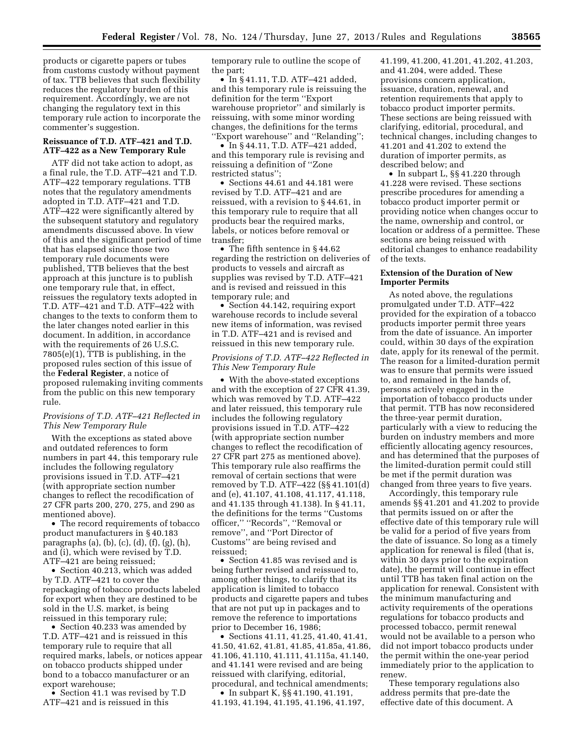products or cigarette papers or tubes from customs custody without payment of tax. TTB believes that such flexibility reduces the regulatory burden of this requirement. Accordingly, we are not changing the regulatory text in this temporary rule action to incorporate the commenter's suggestion.

**Reissuance of T.D. ATF–421 and T.D. ATF–422 as a New Temporary Rule**

ATF did not take action to adopt, as a final rule, the T.D. ATF–421 and T.D. ATF–422 temporary regulations. TTB notes that the regulatory amendments adopted in T.D. ATF–421 and T.D. ATF–422 were significantly altered by the subsequent statutory and regulatory amendments discussed above. In view of this and the significant period of time that has elapsed since those two temporary rule documents were published, TTB believes that the best approach at this juncture is to publish one temporary rule that, in effect, reissues the regulatory texts adopted in T.D. ATF–421 and T.D. ATF–422 with changes to the texts to conform them to the later changes noted earlier in this document. In addition, in accordance with the requirements of 26 U.S.C. 7805(e)(1), TTB is publishing, in the proposed rules section of this issue of the **Federal Register**, a notice of proposed rulemaking inviting comments from the public on this new temporary rule.

*Provisions of T.D. ATF–421 Reflected in This New Temporary Rule*

With the exceptions as stated above and outdated references to form numbers in part 44, this temporary rule includes the following regulatory provisions issued in T.D. ATF–421 (with appropriate section number changes to reflect the recodification of 27 CFR parts 200, 270, 275, and 290 as mentioned above).

- The record requirements of tobacco product manufacturers in § 40.183 paragraphs (a), (b), (c), (d), (f), (g), (h), and (i), which were revised by T.D. ATF–421 are being reissued;
- Section 40.213, which was added by T.D. ATF–421 to cover the repackaging of tobacco products labeled for export when they are destined to be sold in the U.S. market, is being reissued in this temporary rule;
- Section 40.233 was amended by T.D. ATF–421 and is reissued in this temporary rule to require that all required marks, labels, or notices appear on tobacco products shipped under bond to a tobacco manufacturer or an export warehouse;
- Section 41.1 was revised by T.D ATF–421 and is reissued in this temporary rule to outline the scope of the part;
- In § 41.11, T.D. ATF–421 added, and this temporary rule is reissuing the definition for the term "Export warehouse proprietor" and similarly is reissuing, with some minor wording changes, the definitions for the terms "Export warehouse" and "Relanding";
- In § 44.11, T.D. ATF–421 added, and this temporary rule is revising and reissuing a definition of "Zone restricted status";
- Sections 44.61 and 44.181 were revised by T.D. ATF–421 and are reissued, with a revision to § 44.61, in this temporary rule to require that all products bear the required marks, labels, or notices before removal or transfer;
- The fifth sentence in § 44.62 regarding the restriction on deliveries of products to vessels and aircraft as supplies was revised by T.D. ATF–421 and is revised and reissued in this temporary rule; and
- Section 44.142, requiring export warehouse records to include several new items of information, was revised in T.D. ATF–421 and is revised and reissued in this new temporary rule.

*Provisions of T.D. ATF–422 Reflected in This New Temporary Rule*

- With the above-stated exceptions and with the exception of 27 CFR 41.39, which was removed by T.D. ATF–422 and later reissued, this temporary rule includes the following regulatory provisions issued in T.D. ATF–422 (with appropriate section number changes to reflect the recodification of 27 CFR part 275 as mentioned above). This temporary rule also reaffirms the removal of certain sections that were removed by T.D. ATF–422 (§§ 41.101(d) and (e), 41.107, 41.108, 41.117, 41.118, and 41.135 through 41.138). In § 41.11, the definitions for the terms "Customs officer," "Records", "Removal or remove", and "Port Director of Customs" are being revised and reissued;
- Section 41.85 was revised and is being further revised and reissued to, among other things, to clarify that its application is limited to tobacco products and cigarette papers and tubes that are not put up in packages and to remove the reference to importations prior to December 16, 1986;
- Sections 41.11, 41.25, 41.40, 41.41, 41.50, 41.62, 41.81, 41.85, 41.85a, 41.86, 41.106, 41.110, 41.111, 41.115a, 41.140, and 41.141 were revised and are being reissued with clarifying, editorial, procedural, and technical amendments;
- In subpart K, §§ 41.190, 41.191, 41.193, 41.194, 41.195, 41.196, 41.197, 41.199, 41.200, 41.201, 41.202, 41.203, and 41.204, were added. These provisions concern application, issuance, duration, renewal, and retention requirements that apply to tobacco product importer permits. These sections are being reissued with clarifying, editorial, procedural, and technical changes, including changes to 41.201 and 41.202 to extend the duration of importer permits, as described below; and
- In subpart L, §§ 41.220 through 41.228 were revised. These sections prescribe procedures for amending a tobacco product importer permit or providing notice when changes occur to the name, ownership and control, or location or address of a permittee. These sections are being reissued with editorial changes to enhance readability of the texts.

**Extension of the Duration of New Importer Permits**

As noted above, the regulations promulgated under T.D. ATF–422 provided for the expiration of a tobacco products importer permit three years from the date of issuance. An importer could, within 30 days of the expiration date, apply for its renewal of the permit. The reason for a limited-duration permit was to ensure that permits were issued to, and remained in the hands of, persons actively engaged in the importation of tobacco products under that permit. TTB has now reconsidered the three-year permit duration, particularly with a view to reducing the burden on industry members and more efficiently allocating agency resources, and has determined that the purposes of the limited-duration permit could still be met if the permit duration was changed from three years to five years.

Accordingly, this temporary rule amends §§ 41.201 and 41.202 to provide that permits issued on or after the effective date of this temporary rule will be valid for a period of five years from the date of issuance. So long as a timely application for renewal is filed (that is, within 30 days prior to the expiration date), the permit will continue in effect until TTB has taken final action on the application for renewal. Consistent with the minimum manufacturing and activity requirements of the operations regulations for tobacco products and processed tobacco, permit renewal would not be available to a person who did not import tobacco products under the permit within the one-year period immediately prior to the application to renew.

These temporary regulations also address permits that pre-date the effective date of this document. A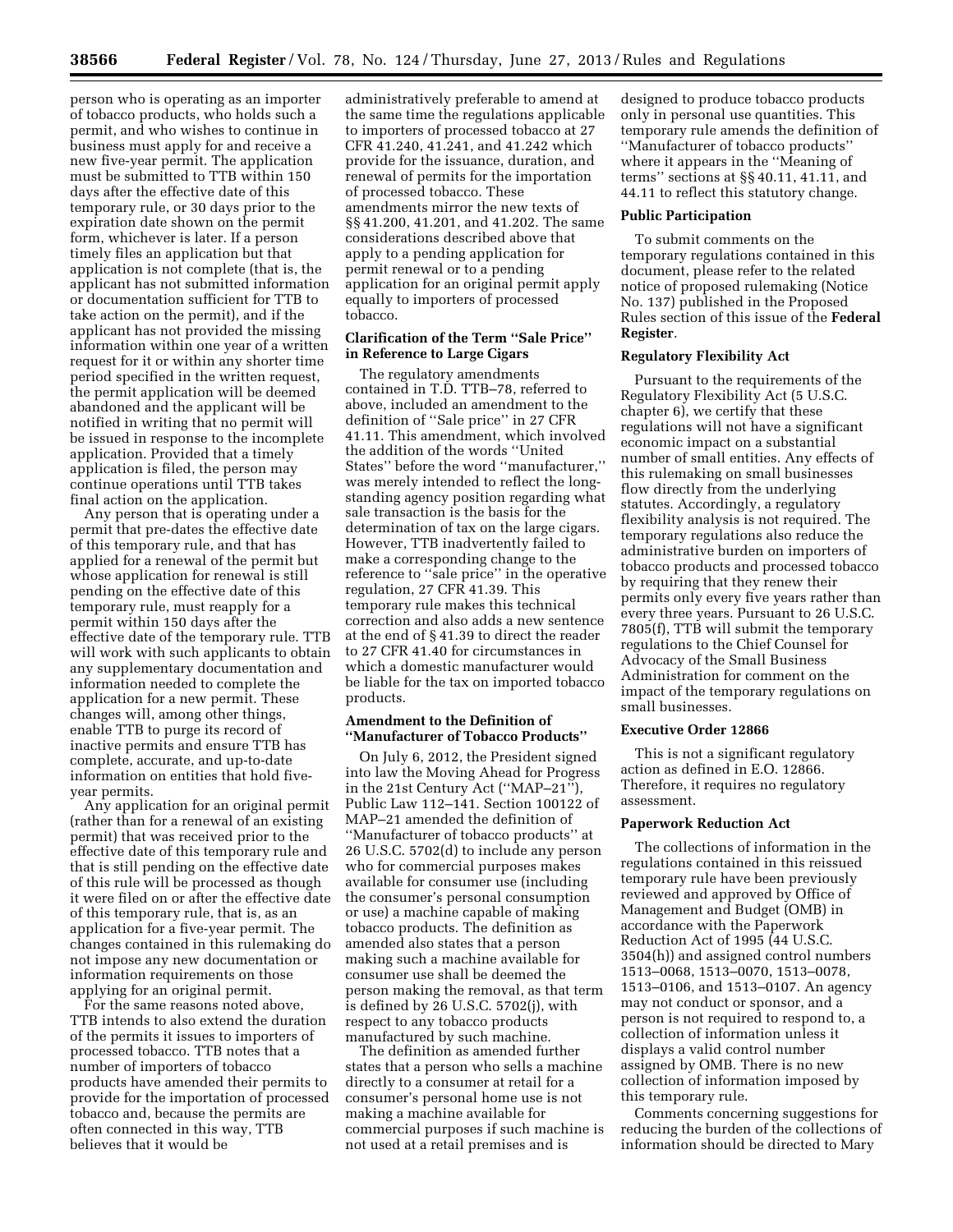person who is operating as an importer of tobacco products, who holds such a permit, and who wishes to continue in business must apply for and receive a new five-year permit. The application must be submitted to TTB within 150 days after the effective date of this temporary rule, or 30 days prior to the expiration date shown on the permit form, whichever is later. If a person timely files an application but that application is not complete (that is, the applicant has not submitted information or documentation sufficient for TTB to take action on the permit), and if the applicant has not provided the missing information within one year of a written request for it or within any shorter time period specified in the written request, the permit application will be deemed abandoned and the applicant will be notified in writing that no permit will be issued in response to the incomplete application. Provided that a timely application is filed, the person may continue operations until TTB takes final action on the application.

Any person that is operating under a permit that pre-dates the effective date of this temporary rule, and that has applied for a renewal of the permit but whose application for renewal is still pending on the effective date of this temporary rule, must reapply for a permit within 150 days after the effective date of the temporary rule. TTB will work with such applicants to obtain any supplementary documentation and information needed to complete the application for a new permit. These changes will, among other things, enable TTB to purge its record of inactive permits and ensure TTB has complete, accurate, and up-to-date information on entities that hold five-year permits.

Any application for an original permit (rather than for a renewal of an existing permit) that was received prior to the effective date of this temporary rule and that is still pending on the effective date of this rule will be processed as though it were filed on or after the effective date of this temporary rule, that is, as an application for a five-year permit. The changes contained in this rulemaking do not impose any new documentation or information requirements on those applying for an original permit.

For the same reasons noted above, TTB intends to also extend the duration of the permits it issues to importers of processed tobacco. TTB notes that a number of importers of tobacco products have amended their permits to provide for the importation of processed tobacco and, because the permits are often connected in this way, TTB believes that it would be administratively preferable to amend at the same time the regulations applicable to importers of processed tobacco at 27 CFR 41.240, 41.241, and 41.242 which provide for the issuance, duration, and renewal of permits for the importation of processed tobacco. These amendments mirror the new texts of §§ 41.200, 41.201, and 41.202. The same considerations described above that apply to a pending application for permit renewal or to a pending application for an original permit apply equally to importers of processed tobacco.

### Clarification of the Term "Sale Price" in Reference to Large Cigars

The regulatory amendments contained in T.D. TTB–78, referred to above, included an amendment to the definition of "Sale price" in 27 CFR 41.11. This amendment, which involved the addition of the words "United States" before the word "manufacturer," was merely intended to reflect the long-standing agency position regarding what sale transaction is the basis for the determination of tax on the large cigars. However, TTB inadvertently failed to make a corresponding change to the reference to "sale price" in the operative regulation, 27 CFR 41.39. This temporary rule makes this technical correction and also adds a new sentence at the end of § 41.39 to direct the reader to 27 CFR 41.40 for circumstances in which a domestic manufacturer would be liable for the tax on imported tobacco products.

### Amendment to the Definition of "Manufacturer of Tobacco Products"

On July 6, 2012, the President signed into law the Moving Ahead for Progress in the 21st Century Act ("MAP–21"), Public Law 112–141. Section 100122 of MAP–21 amended the definition of "Manufacturer of tobacco products" at 26 U.S.C. 5702(d) to include any person who for commercial purposes makes available for consumer use (including the consumer's personal consumption or use) a machine capable of making tobacco products. The definition as amended also states that a person making such a machine available for consumer use shall be deemed the person making the removal, as that term is defined by 26 U.S.C. 5702(j), with respect to any tobacco products manufactured by such machine.

The definition as amended further states that a person who sells a machine directly to a consumer at retail for a consumer's personal home use is not making a machine available for commercial purposes if such machine is not used at a retail premises and is designed to produce tobacco products only in personal use quantities. This temporary rule amends the definition of "Manufacturer of tobacco products" where it appears in the "Meaning of terms" sections at §§ 40.11, 41.11, and 44.11 to reflect this statutory change.

### Public Participation

To submit comments on the temporary regulations contained in this document, please refer to the related notice of proposed rulemaking (Notice No. 137) published in the Proposed Rules section of this issue of the **Federal Register**.

### Regulatory Flexibility Act

Pursuant to the requirements of the Regulatory Flexibility Act (5 U.S.C. chapter 6), we certify that these regulations will not have a significant economic impact on a substantial number of small entities. Any effects of this rulemaking on small businesses flow directly from the underlying statutes. Accordingly, a regulatory flexibility analysis is not required. The temporary regulations also reduce the administrative burden on importers of tobacco products and processed tobacco by requiring that they renew their permits only every five years rather than every three years. Pursuant to 26 U.S.C. 7805(f), TTB will submit the temporary regulations to the Chief Counsel for Advocacy of the Small Business Administration for comment on the impact of the temporary regulations on small businesses.

### Executive Order 12866

This is not a significant regulatory action as defined in E.O. 12866. Therefore, it requires no regulatory assessment.

### Paperwork Reduction Act

The collections of information in the regulations contained in this reissued temporary rule have been previously reviewed and approved by Office of Management and Budget (OMB) in accordance with the Paperwork Reduction Act of 1995 (44 U.S.C. 3504(h)) and assigned control numbers 1513–0068, 1513–0070, 1513–0078, 1513–0106, and 1513–0107. An agency may not conduct or sponsor, and a person is not required to respond to, a collection of information unless it displays a valid control number assigned by OMB. There is no new collection of information imposed by this temporary rule.

Comments concerning suggestions for reducing the burden of the collections of information should be directed to Mary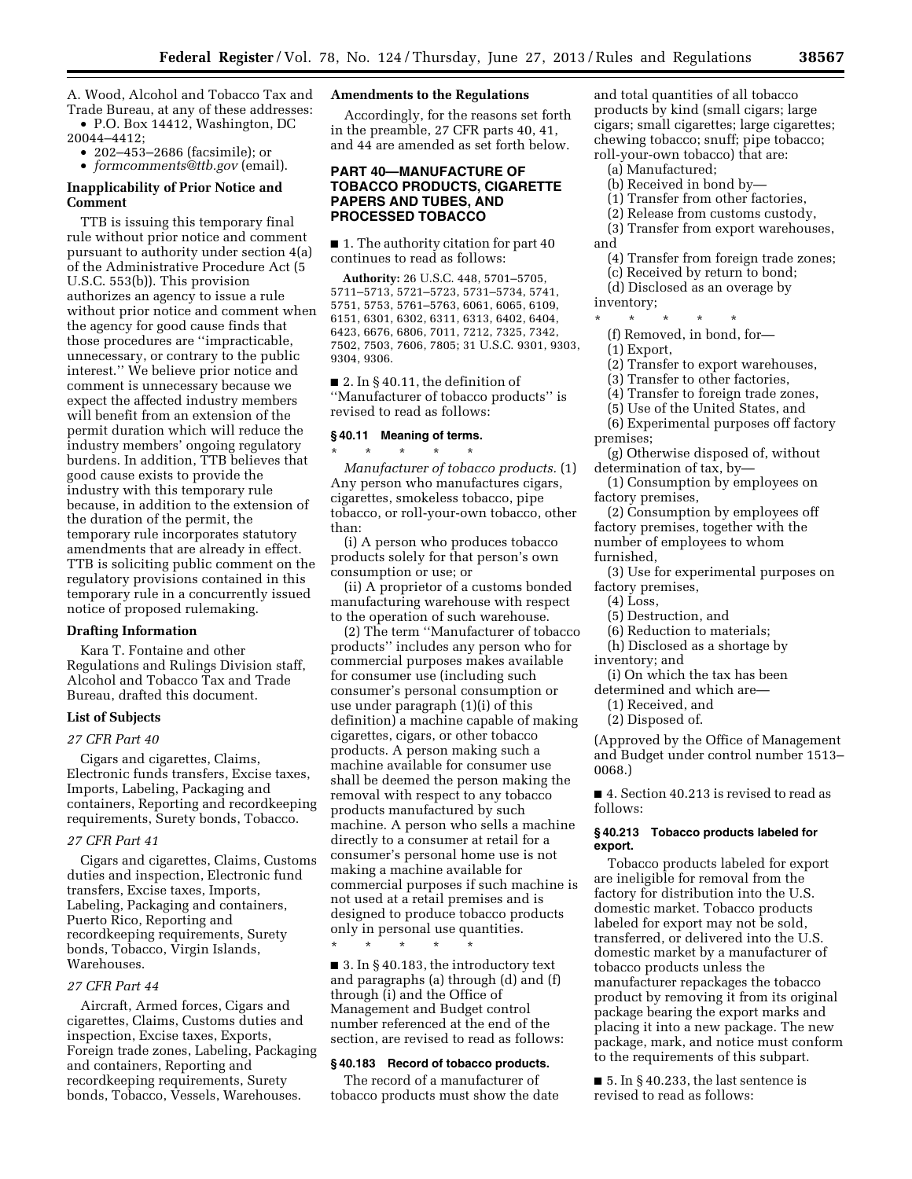A. Wood, Alcohol and Tobacco Tax and Trade Bureau, at any of these addresses:

- P.O. Box 14412, Washington, DC 20044–4412;
- 202–453–2686 (facsimile); or
- *formcomments@ttb.gov* (email).

### Inapplicability of Prior Notice and Comment

TTB is issuing this temporary final rule without prior notice and comment pursuant to authority under section 4(a) of the Administrative Procedure Act (5 U.S.C. 553(b)). This provision authorizes an agency to issue a rule without prior notice and comment when the agency for good cause finds that those procedures are ''impracticable, unnecessary, or contrary to the public interest.'' We believe prior notice and comment is unnecessary because we expect the affected industry members will benefit from an extension of the permit duration which will reduce the industry members' ongoing regulatory burdens. In addition, TTB believes that good cause exists to provide the industry with this temporary rule because, in addition to the extension of the duration of the permit, the temporary rule incorporates statutory amendments that are already in effect. TTB is soliciting public comment on the regulatory provisions contained in this temporary rule in a concurrently issued notice of proposed rulemaking.

### Drafting Information

Kara T. Fontaine and other Regulations and Rulings Division staff, Alcohol and Tobacco Tax and Trade Bureau, drafted this document.

### List of Subjects

*27 CFR Part 40*

Cigars and cigarettes, Claims, Electronic funds transfers, Excise taxes, Imports, Labeling, Packaging and containers, Reporting and recordkeeping requirements, Surety bonds, Tobacco.

*27 CFR Part 41*

Cigars and cigarettes, Claims, Customs duties and inspection, Electronic fund transfers, Excise taxes, Imports, Labeling, Packaging and containers, Puerto Rico, Reporting and recordkeeping requirements, Surety bonds, Tobacco, Virgin Islands, Warehouses.

*27 CFR Part 44*

Aircraft, Armed forces, Cigars and cigarettes, Claims, Customs duties and inspection, Excise taxes, Exports, Foreign trade zones, Labeling, Packaging and containers, Reporting and recordkeeping requirements, Surety bonds, Tobacco, Vessels, Warehouses.

### Amendments to the Regulations

Accordingly, for the reasons set forth in the preamble, 27 CFR parts 40, 41, and 44 are amended as set forth below.

## PART 40—MANUFACTURE OF TOBACCO PRODUCTS, CIGARETTE PAPERS AND TUBES, AND PROCESSED TOBACCO

■ 1. The authority citation for part 40 continues to read as follows:

**Authority:** 26 U.S.C. 448, 5701–5705, 5711–5713, 5721–5723, 5731–5734, 5741, 5751, 5753, 5761–5763, 6061, 6065, 6109, 6151, 6301, 6302, 6311, 6313, 6402, 6404, 6423, 6676, 6806, 7011, 7212, 7325, 7342, 7502, 7503, 7606, 7805; 31 U.S.C. 9301, 9303, 9304, 9306.

■ 2. In § 40.11, the definition of ''Manufacturer of tobacco products'' is revised to read as follows:

### § 40.11 Meaning of terms.

\* \* \* \* \*

*Manufacturer of tobacco products.* (1) Any person who manufactures cigars, cigarettes, smokeless tobacco, pipe tobacco, or roll-your-own tobacco, other than:

(i) A person who produces tobacco products solely for that person's own consumption or use; or

(ii) A proprietor of a customs bonded manufacturing warehouse with respect to the operation of such warehouse.

(2) The term ''Manufacturer of tobacco products'' includes any person who for commercial purposes makes available for consumer use (including such consumer's personal consumption or use under paragraph (1)(i) of this definition) a machine capable of making cigarettes, cigars, or other tobacco products. A person making such a machine available for consumer use shall be deemed the person making the removal with respect to any tobacco products manufactured by such machine. A person who sells a machine directly to a consumer at retail for a consumer's personal home use is not making a machine available for commercial purposes if such machine is not used at a retail premises and is designed to produce tobacco products only in personal use quantities.

\* \* \* \* \*

■ 3. In § 40.183, the introductory text and paragraphs (a) through (d) and (f) through (i) and the Office of Management and Budget control number referenced at the end of the section, are revised to read as follows:

### § 40.183 Record of tobacco products.

The record of a manufacturer of tobacco products must show the date and total quantities of all tobacco products by kind (small cigars; large cigars; small cigarettes; large cigarettes; chewing tobacco; snuff; pipe tobacco; roll-your-own tobacco) that are:

(a) Manufactured;

(b) Received in bond by—

(1) Transfer from other factories,

(2) Release from customs custody,

(3) Transfer from export warehouses, and

(4) Transfer from foreign trade zones;

(c) Received by return to bond;

(d) Disclosed as an overage by inventory;

\* \* \* \* \*

(f) Removed, in bond, for—

(1) Export,

(2) Transfer to export warehouses,

(3) Transfer to other factories,

(4) Transfer to foreign trade zones,

(5) Use of the United States, and

(6) Experimental purposes off factory premises;

(g) Otherwise disposed of, without determination of tax, by—

(1) Consumption by employees on factory premises,

(2) Consumption by employees off factory premises, together with the number of employees to whom furnished,

(3) Use for experimental purposes on factory premises,

(4) Loss,

(5) Destruction, and

(6) Reduction to materials;

(h) Disclosed as a shortage by inventory; and

(i) On which the tax has been determined and which are—

(1) Received, and

(2) Disposed of.

(Approved by the Office of Management and Budget under control number 1513–0068.)

■ 4. Section 40.213 is revised to read as follows:

### § 40.213 Tobacco products labeled for export.

Tobacco products labeled for export are ineligible for removal from the factory for distribution into the U.S. domestic market. Tobacco products labeled for export may not be sold, transferred, or delivered into the U.S. domestic market by a manufacturer of tobacco products unless the manufacturer repackages the tobacco product by removing it from its original package bearing the export marks and placing it into a new package. The new package, mark, and notice must conform to the requirements of this subpart.

■ 5. In § 40.233, the last sentence is revised to read as follows: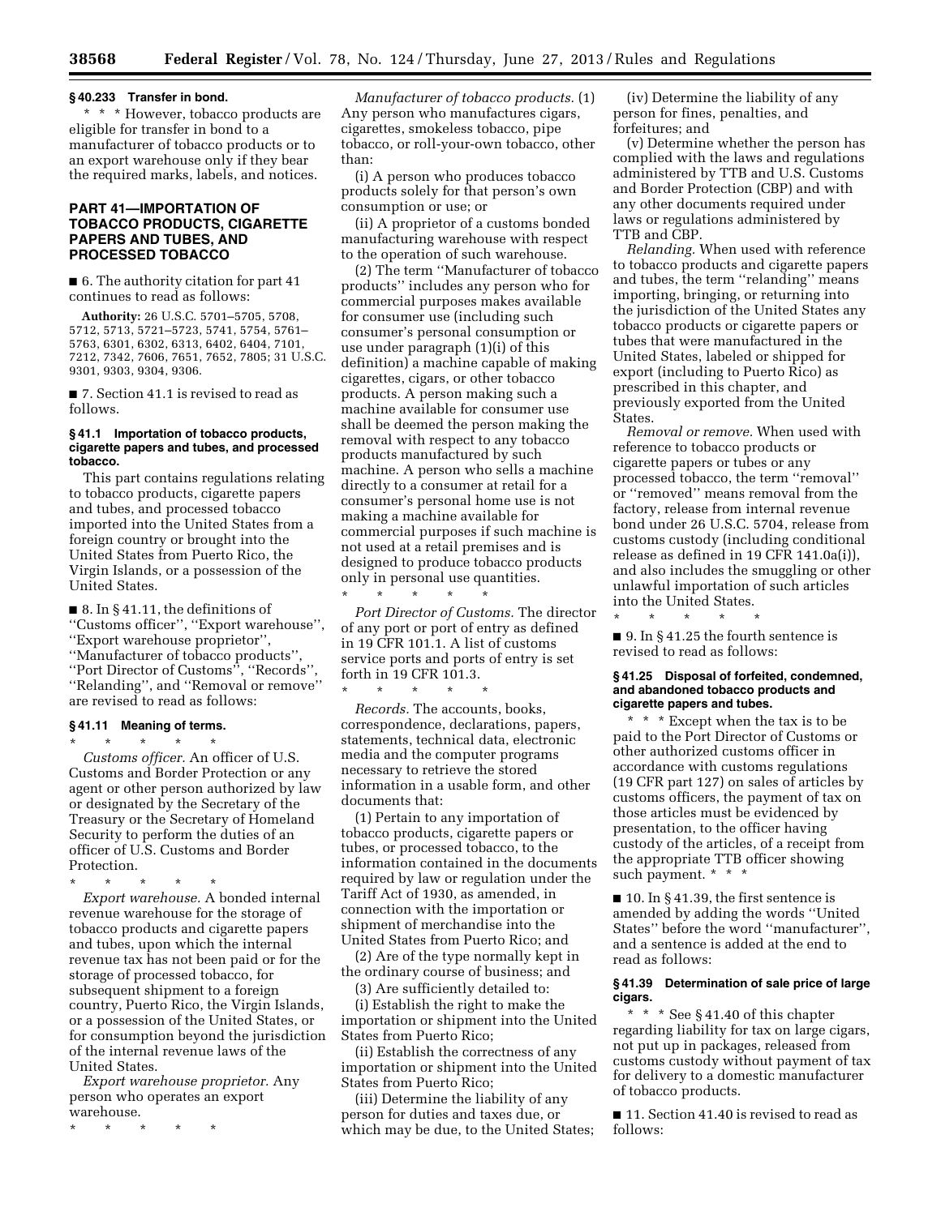**§ 40.233 Transfer in bond.**

* * * However, tobacco products are eligible for transfer in bond to a manufacturer of tobacco products or to an export warehouse only if they bear the required marks, labels, and notices.

## PART 41—IMPORTATION OF TOBACCO PRODUCTS, CIGARETTE PAPERS AND TUBES, AND PROCESSED TOBACCO

■ 6. The authority citation for part 41 continues to read as follows:

**Authority:** 26 U.S.C. 5701–5705, 5708, 5712, 5713, 5721–5723, 5741, 5754, 5761–5763, 6301, 6302, 6313, 6402, 6404, 7101, 7212, 7342, 7606, 7651, 7652, 7805; 31 U.S.C. 9301, 9303, 9304, 9306.

■ 7. Section 41.1 is revised to read as follows:

**§ 41.1 Importation of tobacco products, cigarette papers and tubes, and processed tobacco.**

This part contains regulations relating to tobacco products, cigarette papers and tubes, and processed tobacco imported into the United States from a foreign country or brought into the United States from Puerto Rico, the Virgin Islands, or a possession of the United States.

■ 8. In § 41.11, the definitions of ''Customs officer'', ''Export warehouse'', ''Export warehouse proprietor'', ''Manufacturer of tobacco products'', ''Port Director of Customs'', ''Records'', ''Relanding'', and ''Removal or remove'' are revised to read as follows:

**§ 41.11 Meaning of terms.**

* * * * *

*Customs officer.* An officer of U.S. Customs and Border Protection or any agent or other person authorized by law or designated by the Secretary of the Treasury or the Secretary of Homeland Security to perform the duties of an officer of U.S. Customs and Border Protection.

* * * * *

*Export warehouse.* A bonded internal revenue warehouse for the storage of tobacco products and cigarette papers and tubes, upon which the internal revenue tax has not been paid or for the storage of processed tobacco, for subsequent shipment to a foreign country, Puerto Rico, the Virgin Islands, or a possession of the United States, or for consumption beyond the jurisdiction of the internal revenue laws of the United States.

*Export warehouse proprietor.* Any person who operates an export warehouse.

* * * * *

*Manufacturer of tobacco products.* (1) Any person who manufactures cigars, cigarettes, smokeless tobacco, pipe tobacco, or roll-your-own tobacco, other than:

(i) A person who produces tobacco products solely for that person's own consumption or use; or

(ii) A proprietor of a customs bonded manufacturing warehouse with respect to the operation of such warehouse.

(2) The term ''Manufacturer of tobacco products'' includes any person who for commercial purposes makes available for consumer use (including such consumer's personal consumption or use under paragraph (1)(i) of this definition) a machine capable of making cigarettes, cigars, or other tobacco products. A person making such a machine available for consumer use shall be deemed the person making the removal with respect to any tobacco products manufactured by such machine. A person who sells a machine directly to a consumer at retail for a consumer's personal home use is not making a machine available for commercial purposes if such machine is not used at a retail premises and is designed to produce tobacco products only in personal use quantities.

* * * * *

*Port Director of Customs.* The director of any port or port of entry as defined in 19 CFR 101.1. A list of customs service ports and ports of entry is set forth in 19 CFR 101.3.

* * * * *

*Records.* The accounts, books, correspondence, declarations, papers, statements, technical data, electronic media and the computer programs necessary to retrieve the stored information in a usable form, and other documents that:

(1) Pertain to any importation of tobacco products, cigarette papers or tubes, or processed tobacco, to the information contained in the documents required by law or regulation under the Tariff Act of 1930, as amended, in connection with the importation or shipment of merchandise into the United States from Puerto Rico; and

(2) Are of the type normally kept in the ordinary course of business; and

(3) Are sufficiently detailed to:

(i) Establish the right to make the importation or shipment into the United States from Puerto Rico;

(ii) Establish the correctness of any importation or shipment into the United States from Puerto Rico;

(iii) Determine the liability of any person for duties and taxes due, or which may be due, to the United States;

(iv) Determine the liability of any person for fines, penalties, and forfeitures; and

(v) Determine whether the person has complied with the laws and regulations administered by TTB and U.S. Customs and Border Protection (CBP) and with any other documents required under laws or regulations administered by TTB and CBP.

*Relanding.* When used with reference to tobacco products and cigarette papers and tubes, the term ''relanding'' means importing, bringing, or returning into the jurisdiction of the United States any tobacco products or cigarette papers or tubes that were manufactured in the United States, labeled or shipped for export (including to Puerto Rico) as prescribed in this chapter, and previously exported from the United States.

*Removal or remove.* When used with reference to tobacco products or cigarette papers or tubes or any processed tobacco, the term ''removal'' or ''removed'' means removal from the factory, release from internal revenue bond under 26 U.S.C. 5704, release from customs custody (including conditional release as defined in 19 CFR 141.0a(i)), and also includes the smuggling or other unlawful importation of such articles into the United States.

* * * * *

■ 9. In § 41.25 the fourth sentence is revised to read as follows:

**§ 41.25 Disposal of forfeited, condemned, and abandoned tobacco products and cigarette papers and tubes.**

* * * Except when the tax is to be paid to the Port Director of Customs or other authorized customs officer in accordance with customs regulations (19 CFR part 127) on sales of articles by customs officers, the payment of tax on those articles must be evidenced by presentation, to the officer having custody of the articles, of a receipt from the appropriate TTB officer showing such payment. * * *

■ 10. In § 41.39, the first sentence is amended by adding the words ''United States'' before the word ''manufacturer'', and a sentence is added at the end to read as follows:

**§ 41.39 Determination of sale price of large cigars.**

* * * See § 41.40 of this chapter regarding liability for tax on large cigars, not put up in packages, released from customs custody without payment of tax for delivery to a domestic manufacturer of tobacco products.

■ 11. Section 41.40 is revised to read as follows: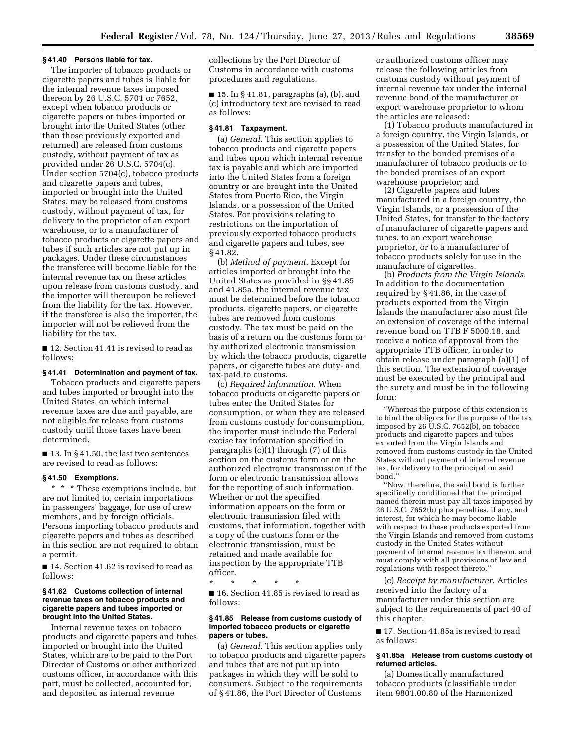### § 41.40 Persons liable for tax.

The importer of tobacco products or cigarette papers and tubes is liable for the internal revenue taxes imposed thereon by 26 U.S.C. 5701 or 7652, except when tobacco products or cigarette papers or tubes imported or brought into the United States (other than those previously exported and returned) are released from customs custody, without payment of tax as provided under 26 U.S.C. 5704(c). Under section 5704(c), tobacco products and cigarette papers and tubes, imported or brought into the United States, may be released from customs custody, without payment of tax, for delivery to the proprietor of an export warehouse, or to a manufacturer of tobacco products or cigarette papers and tubes if such articles are not put up in packages. Under these circumstances the transferee will become liable for the internal revenue tax on these articles upon release from customs custody, and the importer will thereupon be relieved from the liability for the tax. However, if the transferee is also the importer, the importer will not be relieved from the liability for the tax.

■ 12. Section 41.41 is revised to read as follows:

### § 41.41 Determination and payment of tax.

Tobacco products and cigarette papers and tubes imported or brought into the United States, on which internal revenue taxes are due and payable, are not eligible for release from customs custody until those taxes have been determined.

■ 13. In § 41.50, the last two sentences are revised to read as follows:

### § 41.50 Exemptions.

\* \* \* These exemptions include, but are not limited to, certain importations in passengers' baggage, for use of crew members, and by foreign officials. Persons importing tobacco products and cigarette papers and tubes as described in this section are not required to obtain a permit.

■ 14. Section 41.62 is revised to read as follows:

### § 41.62 Customs collection of internal revenue taxes on tobacco products and cigarette papers and tubes imported or brought into the United States.

Internal revenue taxes on tobacco products and cigarette papers and tubes imported or brought into the United States, which are to be paid to the Port Director of Customs or other authorized customs officer, in accordance with this part, must be collected, accounted for, and deposited as internal revenue collections by the Port Director of Customs in accordance with customs procedures and regulations.

■ 15. In § 41.81, paragraphs (a), (b), and (c) introductory text are revised to read as follows:

### § 41.81 Taxpayment.

(a) *General.* This section applies to tobacco products and cigarette papers and tubes upon which internal revenue tax is payable and which are imported into the United States from a foreign country or are brought into the United States from Puerto Rico, the Virgin Islands, or a possession of the United States. For provisions relating to restrictions on the importation of previously exported tobacco products and cigarette papers and tubes, see § 41.82.

(b) *Method of payment.* Except for articles imported or brought into the United States as provided in §§ 41.85 and 41.85a, the internal revenue tax must be determined before the tobacco products, cigarette papers, or cigarette tubes are removed from customs custody. The tax must be paid on the basis of a return on the customs form or by authorized electronic transmission by which the tobacco products, cigarette papers, or cigarette tubes are duty- and tax-paid to customs.

(c) *Required information.* When tobacco products or cigarette papers or tubes enter the United States for consumption, or when they are released from customs custody for consumption, the importer must include the Federal excise tax information specified in paragraphs (c)(1) through (7) of this section on the customs form or on the authorized electronic transmission if the form or electronic transmission allows for the reporting of such information. Whether or not the specified information appears on the form or electronic transmission filed with customs, that information, together with a copy of the customs form or the electronic transmission, must be retained and made available for inspection by the appropriate TTB officer.

\* \* \* \* \*

■ 16. Section 41.85 is revised to read as follows:

### § 41.85 Release from customs custody of imported tobacco products or cigarette papers or tubes.

(a) *General.* This section applies only to tobacco products and cigarette papers and tubes that are not put up into packages in which they will be sold to consumers. Subject to the requirements of § 41.86, the Port Director of Customs or authorized customs officer may release the following articles from customs custody without payment of internal revenue tax under the internal revenue bond of the manufacturer or export warehouse proprietor to whom the articles are released:

(1) Tobacco products manufactured in a foreign country, the Virgin Islands, or a possession of the United States, for transfer to the bonded premises of a manufacturer of tobacco products or to the bonded premises of an export warehouse proprietor; and

(2) Cigarette papers and tubes manufactured in a foreign country, the Virgin Islands, or a possession of the United States, for transfer to the factory of manufacturer of cigarette papers and tubes, to an export warehouse proprietor, or to a manufacturer of tobacco products solely for use in the manufacture of cigarettes.

(b) *Products from the Virgin Islands.* In addition to the documentation required by § 41.86, in the case of products exported from the Virgin Islands the manufacturer also must file an extension of coverage of the internal revenue bond on TTB F 5000.18, and receive a notice of approval from the appropriate TTB officer, in order to obtain release under paragraph (a)(1) of this section. The extension of coverage must be executed by the principal and the surety and must be in the following form:

"Whereas the purpose of this extension is to bind the obligors for the purpose of the tax imposed by 26 U.S.C. 7652(b), on tobacco products and cigarette papers and tubes exported from the Virgin Islands and removed from customs custody in the United States without payment of internal revenue tax, for delivery to the principal on said bond."

"Now, therefore, the said bond is further specifically conditioned that the principal named therein must pay all taxes imposed by 26 U.S.C. 7652(b) plus penalties, if any, and interest, for which he may become liable with respect to these products exported from the Virgin Islands and removed from customs custody in the United States without payment of internal revenue tax thereon, and must comply with all provisions of law and regulations with respect thereto."

(c) *Receipt by manufacturer.* Articles received into the factory of a manufacturer under this section are subject to the requirements of part 40 of this chapter.

■ 17. Section 41.85a is revised to read as follows:

### § 41.85a Release from customs custody of returned articles.

(a) Domestically manufactured tobacco products (classifiable under item 9801.00.80 of the Harmonized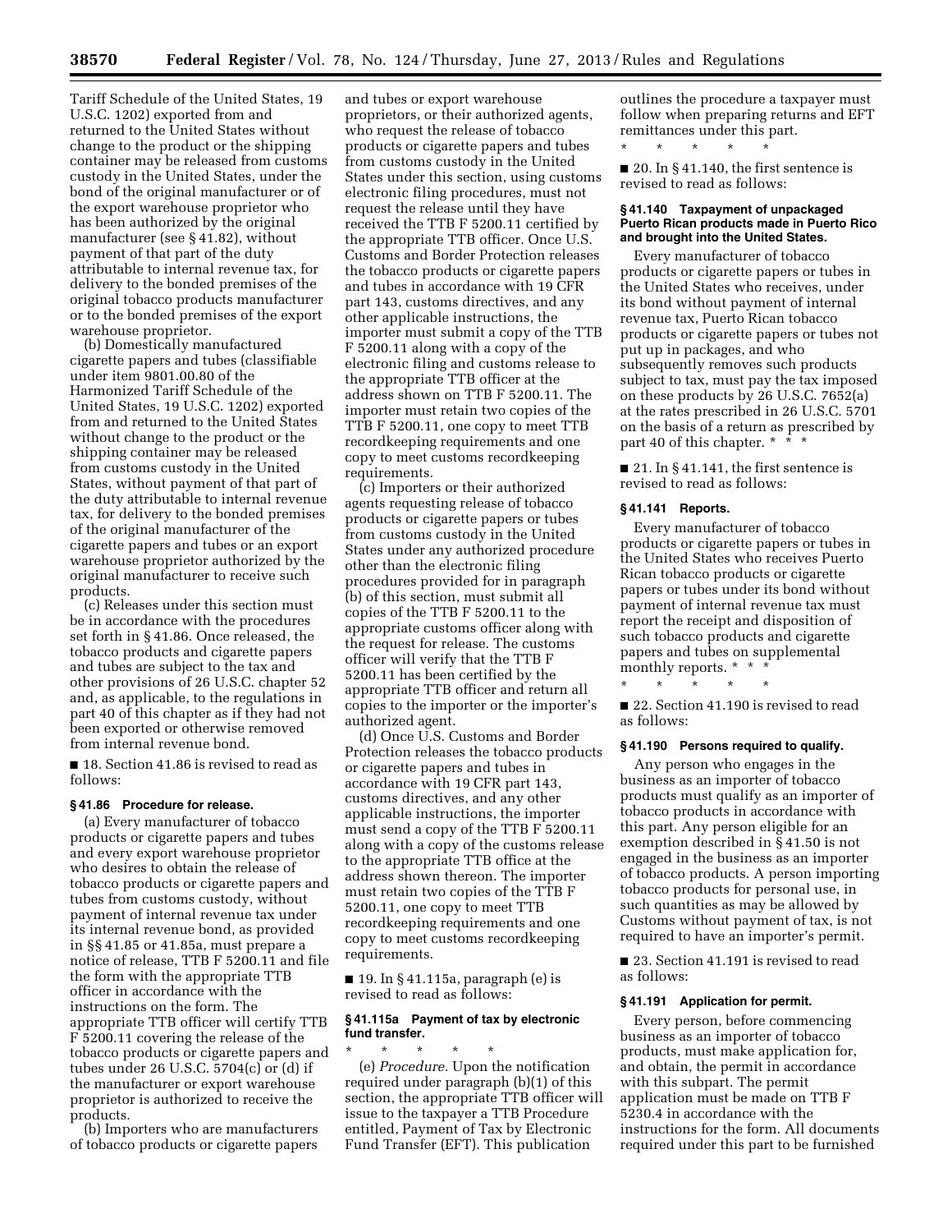Tariff Schedule of the United States, 19 U.S.C. 1202) exported from and returned to the United States without change to the product or the shipping container may be released from customs custody in the United States, under the bond of the original manufacturer or of the export warehouse proprietor who has been authorized by the original manufacturer (see § 41.82), without payment of that part of the duty attributable to internal revenue tax, for delivery to the bonded premises of the original tobacco products manufacturer or to the bonded premises of the export warehouse proprietor.

(b) Domestically manufactured cigarette papers and tubes (classifiable under item 9801.00.80 of the Harmonized Tariff Schedule of the United States, 19 U.S.C. 1202) exported from and returned to the United States without change to the product or the shipping container may be released from customs custody in the United States, without payment of that part of the duty attributable to internal revenue tax, for delivery to the bonded premises of the original manufacturer of the cigarette papers and tubes or an export warehouse proprietor authorized by the original manufacturer to receive such products.

(c) Releases under this section must be in accordance with the procedures set forth in § 41.86. Once released, the tobacco products and cigarette papers and tubes are subject to the tax and other provisions of 26 U.S.C. chapter 52 and, as applicable, to the regulations in part 40 of this chapter as if they had not been exported or otherwise removed from internal revenue bond.

■ 18. Section 41.86 is revised to read as follows:

### § 41.86 Procedure for release.

(a) Every manufacturer of tobacco products or cigarette papers and tubes and every export warehouse proprietor who desires to obtain the release of tobacco products or cigarette papers and tubes from customs custody, without payment of internal revenue tax under its internal revenue bond, as provided in §§ 41.85 or 41.85a, must prepare a notice of release, TTB F 5200.11 and file the form with the appropriate TTB officer in accordance with the instructions on the form. The appropriate TTB officer will certify TTB F 5200.11 covering the release of the tobacco products or cigarette papers and tubes under 26 U.S.C. 5704(c) or (d) if the manufacturer or export warehouse proprietor is authorized to receive the products.

(b) Importers who are manufacturers of tobacco products or cigarette papers and tubes or export warehouse proprietors, or their authorized agents, who request the release of tobacco products or cigarette papers and tubes from customs custody in the United States under this section, using customs electronic filing procedures, must not request the release until they have received the TTB F 5200.11 certified by the appropriate TTB officer. Once U.S. Customs and Border Protection releases the tobacco products or cigarette papers and tubes in accordance with 19 CFR part 143, customs directives, and any other applicable instructions, the importer must submit a copy of the TTB F 5200.11 along with a copy of the electronic filing and customs release to the appropriate TTB officer at the address shown on TTB F 5200.11. The importer must retain two copies of the TTB F 5200.11, one copy to meet TTB recordkeeping requirements and one copy to meet customs recordkeeping requirements.

(c) Importers or their authorized agents requesting release of tobacco products or cigarette papers or tubes from customs custody in the United States under any authorized procedure other than the electronic filing procedures provided for in paragraph (b) of this section, must submit all copies of the TTB F 5200.11 to the appropriate customs officer along with the request for release. The customs officer will verify that the TTB F 5200.11 has been certified by the appropriate TTB officer and return all copies to the importer or the importer's authorized agent.

(d) Once U.S. Customs and Border Protection releases the tobacco products or cigarette papers and tubes in accordance with 19 CFR part 143, customs directives, and any other applicable instructions, the importer must send a copy of the TTB F 5200.11 along with a copy of the customs release to the appropriate TTB office at the address shown thereon. The importer must retain two copies of the TTB F 5200.11, one copy to meet TTB recordkeeping requirements and one copy to meet customs recordkeeping requirements.

■ 19. In § 41.115a, paragraph (e) is revised to read as follows:

### § 41.115a Payment of tax by electronic fund transfer.

\* \* \* \* \*

(e) *Procedure.* Upon the notification required under paragraph (b)(1) of this section, the appropriate TTB officer will issue to the taxpayer a TTB Procedure entitled, Payment of Tax by Electronic Fund Transfer (EFT). This publication outlines the procedure a taxpayer must follow when preparing returns and EFT remittances under this part.

\* \* \* \* \*

■ 20. In § 41.140, the first sentence is revised to read as follows:

### § 41.140 Taxpayment of unpackaged Puerto Rican products made in Puerto Rico and brought into the United States.

Every manufacturer of tobacco products or cigarette papers or tubes in the United States who receives, under its bond without payment of internal revenue tax, Puerto Rican tobacco products or cigarette papers or tubes not put up in packages, and who subsequently removes such products subject to tax, must pay the tax imposed on these products by 26 U.S.C. 7652(a) at the rates prescribed in 26 U.S.C. 5701 on the basis of a return as prescribed by part 40 of this chapter. \* \* \*

■ 21. In § 41.141, the first sentence is revised to read as follows:

### § 41.141 Reports.

Every manufacturer of tobacco products or cigarette papers or tubes in the United States who receives Puerto Rican tobacco products or cigarette papers or tubes under its bond without payment of internal revenue tax must report the receipt and disposition of such tobacco products and cigarette papers and tubes on supplemental monthly reports. \* \* \*

\* \* \* \* \*

■ 22. Section 41.190 is revised to read as follows:

### § 41.190 Persons required to qualify.

Any person who engages in the business as an importer of tobacco products must qualify as an importer of tobacco products in accordance with this part. Any person eligible for an exemption described in § 41.50 is not engaged in the business as an importer of tobacco products. A person importing tobacco products for personal use, in such quantities as may be allowed by Customs without payment of tax, is not required to have an importer's permit.

■ 23. Section 41.191 is revised to read as follows:

### § 41.191 Application for permit.

Every person, before commencing business as an importer of tobacco products, must make application for, and obtain, the permit in accordance with this subpart. The permit application must be made on TTB F 5230.4 in accordance with the instructions for the form. All documents required under this part to be furnished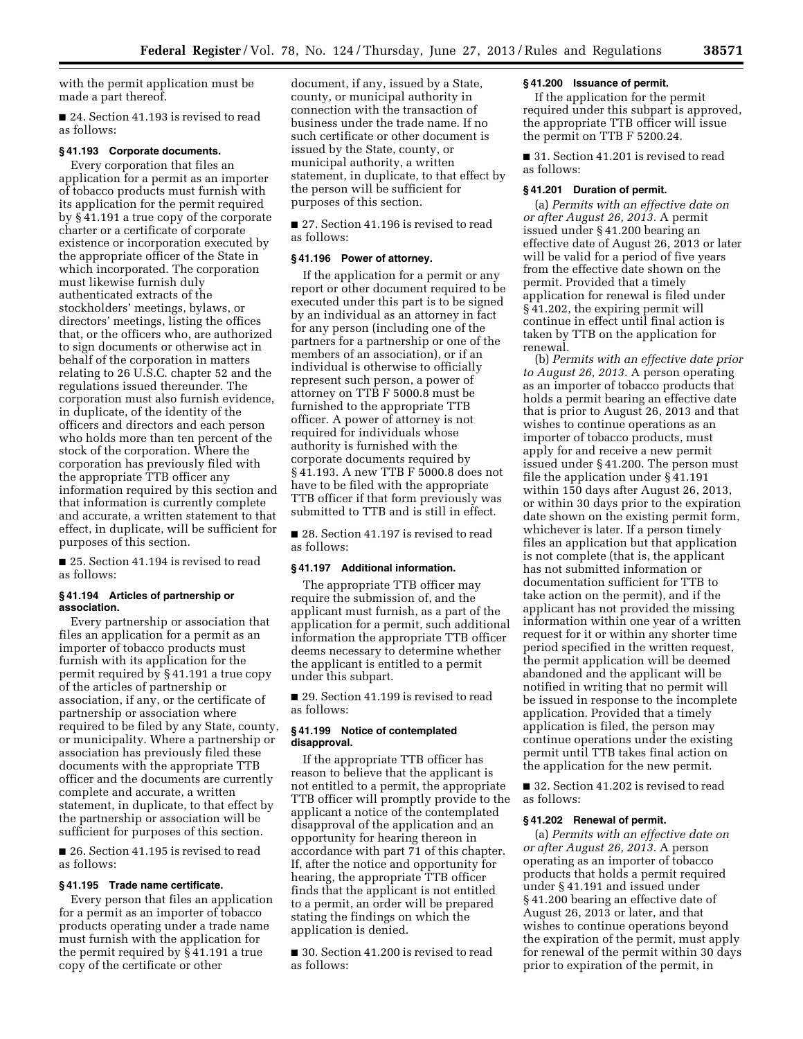with the permit application must be made a part thereof.

■ 24. Section 41.193 is revised to read as follows:

### § 41.193 Corporate documents.

Every corporation that files an application for a permit as an importer of tobacco products must furnish with its application for the permit required by § 41.191 a true copy of the corporate charter or a certificate of corporate existence or incorporation executed by the appropriate officer of the State in which incorporated. The corporation must likewise furnish duly authenticated extracts of the stockholders' meetings, bylaws, or directors' meetings, listing the offices that, or the officers who, are authorized to sign documents or otherwise act in behalf of the corporation in matters relating to 26 U.S.C. chapter 52 and the regulations issued thereunder. The corporation must also furnish evidence, in duplicate, of the identity of the officers and directors and each person who holds more than ten percent of the stock of the corporation. Where the corporation has previously filed with the appropriate TTB officer any information required by this section and that information is currently complete and accurate, a written statement to that effect, in duplicate, will be sufficient for purposes of this section.

■ 25. Section 41.194 is revised to read as follows:

### § 41.194 Articles of partnership or association.

Every partnership or association that files an application for a permit as an importer of tobacco products must furnish with its application for the permit required by § 41.191 a true copy of the articles of partnership or association, if any, or the certificate of partnership or association where required to be filed by any State, county, or municipality. Where a partnership or association has previously filed these documents with the appropriate TTB officer and the documents are currently complete and accurate, a written statement, in duplicate, to that effect by the partnership or association will be sufficient for purposes of this section.

■ 26. Section 41.195 is revised to read as follows:

### § 41.195 Trade name certificate.

Every person that files an application for a permit as an importer of tobacco products operating under a trade name must furnish with the application for the permit required by § 41.191 a true copy of the certificate or other document, if any, issued by a State, county, or municipal authority in connection with the transaction of business under the trade name. If no such certificate or other document is issued by the State, county, or municipal authority, a written statement, in duplicate, to that effect by the person will be sufficient for purposes of this section.

■ 27. Section 41.196 is revised to read as follows:

### § 41.196 Power of attorney.

If the application for a permit or any report or other document required to be executed under this part is to be signed by an individual as an attorney in fact for any person (including one of the partners for a partnership or one of the members of an association), or if an individual is otherwise to officially represent such person, a power of attorney on TTB F 5000.8 must be furnished to the appropriate TTB officer. A power of attorney is not required for individuals whose authority is furnished with the corporate documents required by § 41.193. A new TTB F 5000.8 does not have to be filed with the appropriate TTB officer if that form previously was submitted to TTB and is still in effect.

■ 28. Section 41.197 is revised to read as follows:

### § 41.197 Additional information.

The appropriate TTB officer may require the submission of, and the applicant must furnish, as a part of the application for a permit, such additional information the appropriate TTB officer deems necessary to determine whether the applicant is entitled to a permit under this subpart.

■ 29. Section 41.199 is revised to read as follows:

### § 41.199 Notice of contemplated disapproval.

If the appropriate TTB officer has reason to believe that the applicant is not entitled to a permit, the appropriate TTB officer will promptly provide to the applicant a notice of the contemplated disapproval of the application and an opportunity for hearing thereon in accordance with part 71 of this chapter. If, after the notice and opportunity for hearing, the appropriate TTB officer finds that the applicant is not entitled to a permit, an order will be prepared stating the findings on which the application is denied.

■ 30. Section 41.200 is revised to read as follows:

### § 41.200 Issuance of permit.

If the application for the permit required under this subpart is approved, the appropriate TTB officer will issue the permit on TTB F 5200.24.

■ 31. Section 41.201 is revised to read as follows:

### § 41.201 Duration of permit.

(a) *Permits with an effective date on or after August 26, 2013.* A permit issued under § 41.200 bearing an effective date of August 26, 2013 or later will be valid for a period of five years from the effective date shown on the permit. Provided that a timely application for renewal is filed under § 41.202, the expiring permit will continue in effect until final action is taken by TTB on the application for renewal.

(b) *Permits with an effective date prior to August 26, 2013.* A person operating as an importer of tobacco products that holds a permit bearing an effective date that is prior to August 26, 2013 and that wishes to continue operations as an importer of tobacco products, must apply for and receive a new permit issued under § 41.200. The person must file the application under § 41.191 within 150 days after August 26, 2013, or within 30 days prior to the expiration date shown on the existing permit form, whichever is later. If a person timely files an application but that application is not complete (that is, the applicant has not submitted information or documentation sufficient for TTB to take action on the permit), and if the applicant has not provided the missing information within one year of a written request for it or within any shorter time period specified in the written request, the permit application will be deemed abandoned and the applicant will be notified in writing that no permit will be issued in response to the incomplete application. Provided that a timely application is filed, the person may continue operations under the existing permit until TTB takes final action on the application for the new permit.

■ 32. Section 41.202 is revised to read as follows:

### § 41.202 Renewal of permit.

(a) *Permits with an effective date on or after August 26, 2013.* A person operating as an importer of tobacco products that holds a permit required under § 41.191 and issued under § 41.200 bearing an effective date of August 26, 2013 or later, and that wishes to continue operations beyond the expiration of the permit, must apply for renewal of the permit within 30 days prior to expiration of the permit, in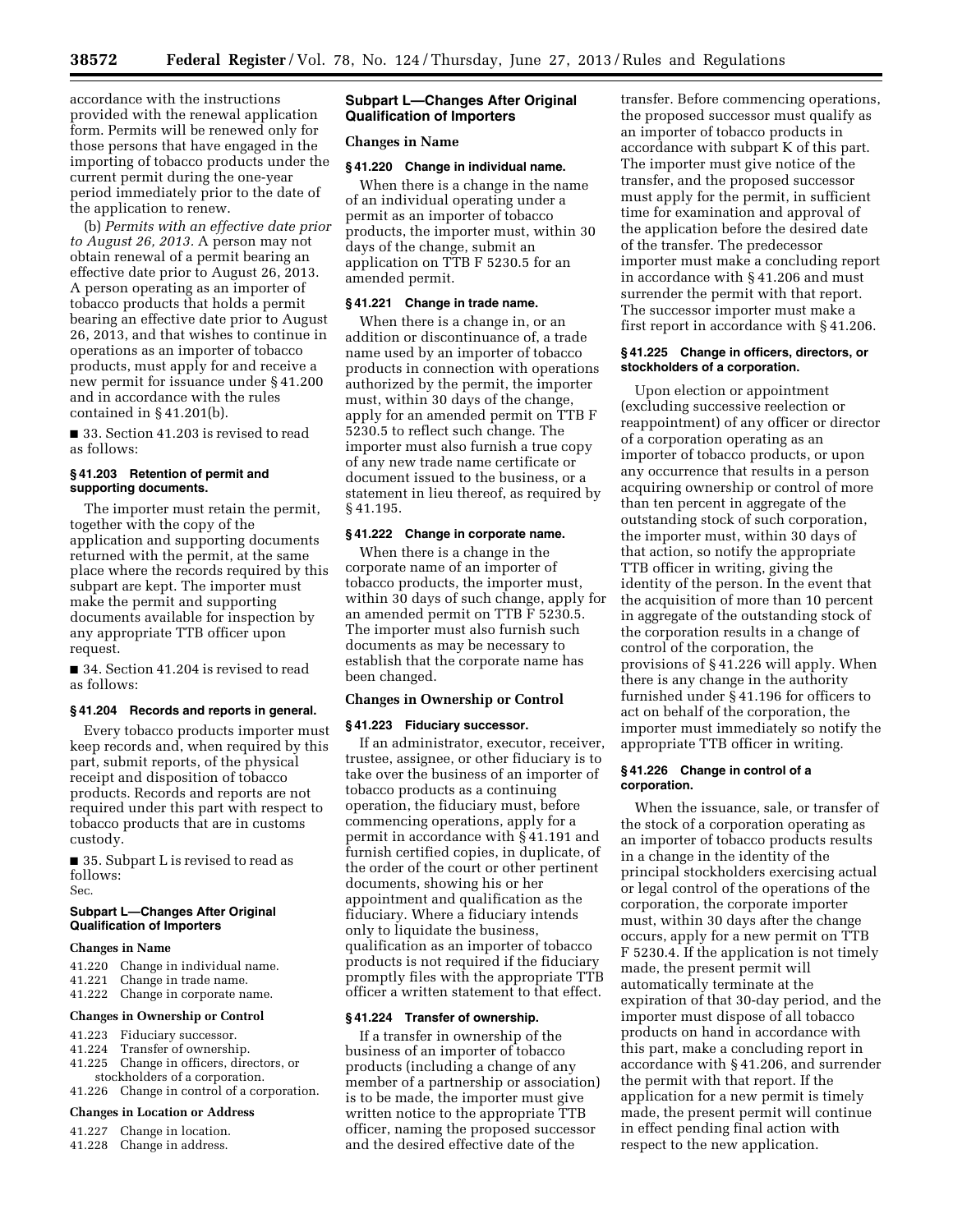accordance with the instructions provided with the renewal application form. Permits will be renewed only for those persons that have engaged in the importing of tobacco products under the current permit during the one-year period immediately prior to the date of the application to renew.

(b) *Permits with an effective date prior to August 26, 2013.* A person may not obtain renewal of a permit bearing an effective date prior to August 26, 2013. A person operating as an importer of tobacco products that holds a permit bearing an effective date prior to August 26, 2013, and that wishes to continue in operations as an importer of tobacco products, must apply for and receive a new permit for issuance under § 41.200 and in accordance with the rules contained in § 41.201(b).

■ 33. Section 41.203 is revised to read as follows:

#### § 41.203 Retention of permit and supporting documents.

The importer must retain the permit, together with the copy of the application and supporting documents returned with the permit, at the same place where the records required by this subpart are kept. The importer must make the permit and supporting documents available for inspection by any appropriate TTB officer upon request.

■ 34. Section 41.204 is revised to read as follows:

#### § 41.204 Records and reports in general.

Every tobacco products importer must keep records and, when required by this part, submit reports, of the physical receipt and disposition of tobacco products. Records and reports are not required under this part with respect to tobacco products that are in customs custody.

■ 35. Subpart L is revised to read as follows:

Sec.

**Subpart L—Changes After Original Qualification of Importers**

**Changes in Name**

41.220 Change in individual name.
41.221 Change in trade name.
41.222 Change in corporate name.

**Changes in Ownership or Control**

41.223 Fiduciary successor.
41.224 Transfer of ownership.
41.225 Change in officers, directors, or stockholders of a corporation.
41.226 Change in control of a corporation.

**Changes in Location or Address**

41.227 Change in location.
41.228 Change in address.

### Subpart L—Changes After Original Qualification of Importers

#### Changes in Name

#### § 41.220 Change in individual name.

When there is a change in the name of an individual operating under a permit as an importer of tobacco products, the importer must, within 30 days of the change, submit an application on TTB F 5230.5 for an amended permit.

#### § 41.221 Change in trade name.

When there is a change in, or an addition or discontinuance of, a trade name used by an importer of tobacco products in connection with operations authorized by the permit, the importer must, within 30 days of the change, apply for an amended permit on TTB F 5230.5 to reflect such change. The importer must also furnish a true copy of any new trade name certificate or document issued to the business, or a statement in lieu thereof, as required by § 41.195.

#### § 41.222 Change in corporate name.

When there is a change in the corporate name of an importer of tobacco products, the importer must, within 30 days of such change, apply for an amended permit on TTB F 5230.5. The importer must also furnish such documents as may be necessary to establish that the corporate name has been changed.

#### Changes in Ownership or Control

#### § 41.223 Fiduciary successor.

If an administrator, executor, receiver, trustee, assignee, or other fiduciary is to take over the business of an importer of tobacco products as a continuing operation, the fiduciary must, before commencing operations, apply for a permit in accordance with § 41.191 and furnish certified copies, in duplicate, of the order of the court or other pertinent documents, showing his or her appointment and qualification as the fiduciary. Where a fiduciary intends only to liquidate the business, qualification as an importer of tobacco products is not required if the fiduciary promptly files with the appropriate TTB officer a written statement to that effect.

#### § 41.224 Transfer of ownership.

If a transfer in ownership of the business of an importer of tobacco products (including a change of any member of a partnership or association) is to be made, the importer must give written notice to the appropriate TTB officer, naming the proposed successor and the desired effective date of the transfer. Before commencing operations, the proposed successor must qualify as an importer of tobacco products in accordance with subpart K of this part. The importer must give notice of the transfer, and the proposed successor must apply for the permit, in sufficient time for examination and approval of the application before the desired date of the transfer. The predecessor importer must make a concluding report in accordance with § 41.206 and must surrender the permit with that report. The successor importer must make a first report in accordance with § 41.206.

#### § 41.225 Change in officers, directors, or stockholders of a corporation.

Upon election or appointment (excluding successive reelection or reappointment) of any officer or director of a corporation operating as an importer of tobacco products, or upon any occurrence that results in a person acquiring ownership or control of more than ten percent in aggregate of the outstanding stock of such corporation, the importer must, within 30 days of that action, so notify the appropriate TTB officer in writing, giving the identity of the person. In the event that the acquisition of more than 10 percent in aggregate of the outstanding stock of the corporation results in a change of control of the corporation, the provisions of § 41.226 will apply. When there is any change in the authority furnished under § 41.196 for officers to act on behalf of the corporation, the importer must immediately so notify the appropriate TTB officer in writing.

#### § 41.226 Change in control of a corporation.

When the issuance, sale, or transfer of the stock of a corporation operating as an importer of tobacco products results in a change in the identity of the principal stockholders exercising actual or legal control of the operations of the corporation, the corporate importer must, within 30 days after the change occurs, apply for a new permit on TTB F 5230.4. If the application is not timely made, the present permit will automatically terminate at the expiration of that 30-day period, and the importer must dispose of all tobacco products on hand in accordance with this part, make a concluding report in accordance with § 41.206, and surrender the permit with that report. If the application for a new permit is timely made, the present permit will continue in effect pending final action with respect to the new application.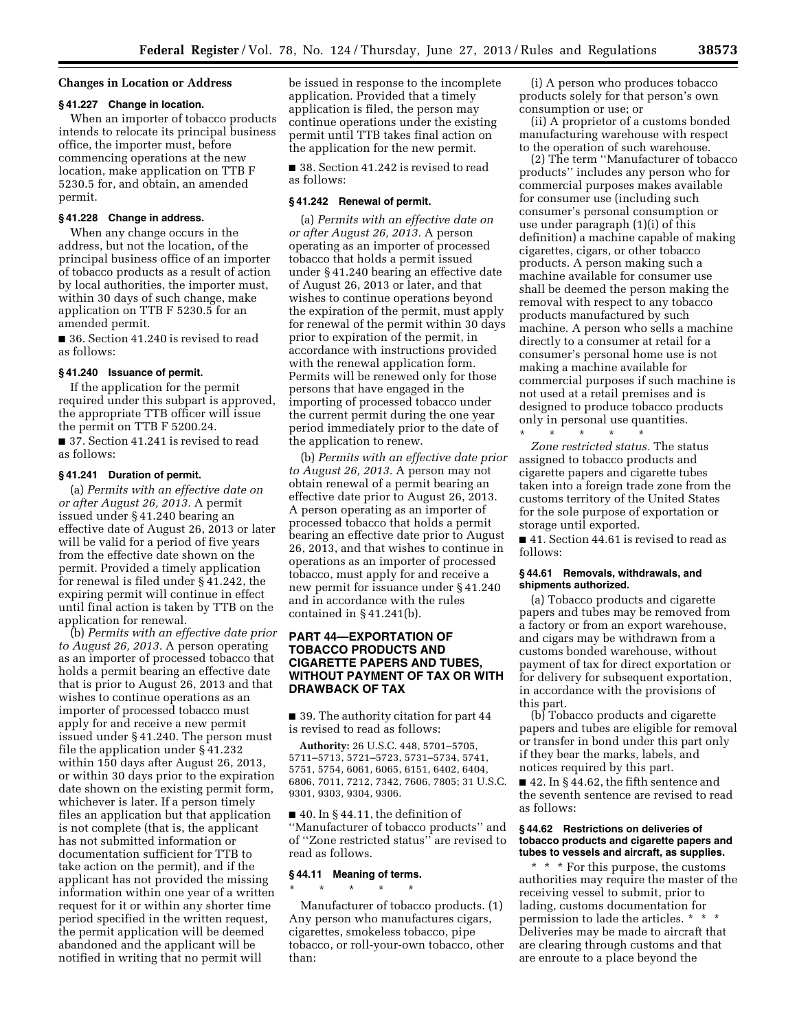### Changes in Location or Address

**§ 41.227 Change in location.**

When an importer of tobacco products intends to relocate its principal business office, the importer must, before commencing operations at the new location, make application on TTB F 5230.5 for, and obtain, an amended permit.

**§ 41.228 Change in address.**

When any change occurs in the address, but not the location, of the principal business office of an importer of tobacco products as a result of action by local authorities, the importer must, within 30 days of such change, make application on TTB F 5230.5 for an amended permit.

■ 36. Section 41.240 is revised to read as follows:

**§ 41.240 Issuance of permit.**

If the application for the permit required under this subpart is approved, the appropriate TTB officer will issue the permit on TTB F 5200.24.

■ 37. Section 41.241 is revised to read as follows:

**§ 41.241 Duration of permit.**

(a) *Permits with an effective date on or after August 26, 2013.* A permit issued under § 41.240 bearing an effective date of August 26, 2013 or later will be valid for a period of five years from the effective date shown on the permit. Provided a timely application for renewal is filed under § 41.242, the expiring permit will continue in effect until final action is taken by TTB on the application for renewal.

(b) *Permits with an effective date prior to August 26, 2013.* A person operating as an importer of processed tobacco that holds a permit bearing an effective date that is prior to August 26, 2013 and that wishes to continue operations as an importer of processed tobacco must apply for and receive a new permit issued under § 41.240. The person must file the application under § 41.232 within 150 days after August 26, 2013, or within 30 days prior to the expiration date shown on the existing permit form, whichever is later. If a person timely files an application but that application is not complete (that is, the applicant has not submitted information or documentation sufficient for TTB to take action on the permit), and if the applicant has not provided the missing information within one year of a written request for it or within any shorter time period specified in the written request, the permit application will be deemed abandoned and the applicant will be notified in writing that no permit will be issued in response to the incomplete application. Provided that a timely application is filed, the person may continue operations under the existing permit until TTB takes final action on the application for the new permit.

■ 38. Section 41.242 is revised to read as follows:

**§ 41.242 Renewal of permit.**

(a) *Permits with an effective date on or after August 26, 2013.* A person operating as an importer of processed tobacco that holds a permit issued under § 41.240 bearing an effective date of August 26, 2013 or later, and that wishes to continue operations beyond the expiration of the permit, must apply for renewal of the permit within 30 days prior to expiration of the permit, in accordance with instructions provided with the renewal application form. Permits will be renewed only for those persons that have engaged in the importing of processed tobacco under the current permit during the one year period immediately prior to the date of the application to renew.

(b) *Permits with an effective date prior to August 26, 2013.* A person may not obtain renewal of a permit bearing an effective date prior to August 26, 2013. A person operating as an importer of processed tobacco that holds a permit bearing an effective date prior to August 26, 2013, and that wishes to continue in operations as an importer of processed tobacco, must apply for and receive a new permit for issuance under § 41.240 and in accordance with the rules contained in § 41.241(b).

## PART 44—EXPORTATION OF TOBACCO PRODUCTS AND CIGARETTE PAPERS AND TUBES, WITHOUT PAYMENT OF TAX OR WITH DRAWBACK OF TAX

■ 39. The authority citation for part 44 is revised to read as follows:

**Authority:** 26 U.S.C. 448, 5701–5705, 5711–5713, 5721–5723, 5731–5734, 5741, 5751, 5754, 6061, 6065, 6151, 6402, 6404, 6806, 7011, 7212, 7342, 7606, 7805; 31 U.S.C. 9301, 9303, 9304, 9306.

■ 40. In § 44.11, the definition of ''Manufacturer of tobacco products'' and of ''Zone restricted status'' are revised to read as follows.

**§ 44.11 Meaning of terms.**

\* \* \* \* \*

Manufacturer of tobacco products. (1) Any person who manufactures cigars, cigarettes, smokeless tobacco, pipe tobacco, or roll-your-own tobacco, other than:

(i) A person who produces tobacco products solely for that person's own consumption or use; or

(ii) A proprietor of a customs bonded manufacturing warehouse with respect to the operation of such warehouse.

(2) The term ''Manufacturer of tobacco products'' includes any person who for commercial purposes makes available for consumer use (including such consumer's personal consumption or use under paragraph (1)(i) of this definition) a machine capable of making cigarettes, cigars, or other tobacco products. A person making such a machine available for consumer use shall be deemed the person making the removal with respect to any tobacco products manufactured by such machine. A person who sells a machine directly to a consumer at retail for a consumer's personal home use is not making a machine available for commercial purposes if such machine is not used at a retail premises and is designed to produce tobacco products only in personal use quantities.

\* \* \* \* \*

*Zone restricted status.* The status assigned to tobacco products and cigarette papers and cigarette tubes taken into a foreign trade zone from the customs territory of the United States for the sole purpose of exportation or storage until exported.

■ 41. Section 44.61 is revised to read as follows:

**§ 44.61 Removals, withdrawals, and shipments authorized.**

(a) Tobacco products and cigarette papers and tubes may be removed from a factory or from an export warehouse, and cigars may be withdrawn from a customs bonded warehouse, without payment of tax for direct exportation or for delivery for subsequent exportation, in accordance with the provisions of this part.

(b) Tobacco products and cigarette papers and tubes are eligible for removal or transfer in bond under this part only if they bear the marks, labels, and notices required by this part.

■ 42. In § 44.62, the fifth sentence and the seventh sentence are revised to read as follows:

**§ 44.62 Restrictions on deliveries of tobacco products and cigarette papers and tubes to vessels and aircraft, as supplies.**

\* \* \* For this purpose, the customs authorities may require the master of the receiving vessel to submit, prior to lading, customs documentation for permission to lade the articles. \* \* \* Deliveries may be made to aircraft that are clearing through customs and that are enroute to a place beyond the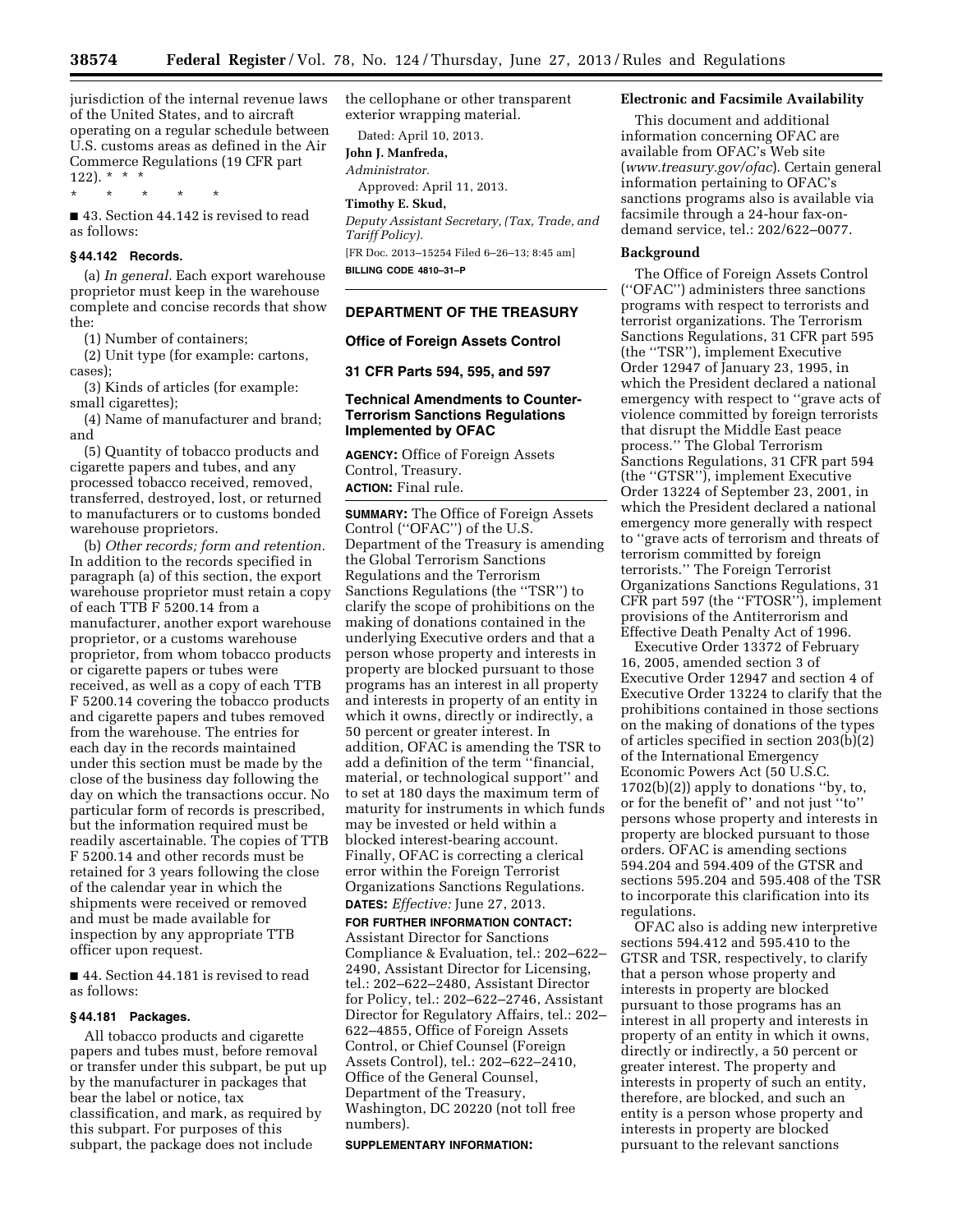jurisdiction of the internal revenue laws of the United States, and to aircraft operating on a regular schedule between U.S. customs areas as defined in the Air Commerce Regulations (19 CFR part 122). * * *

\* \* \* \* \*

■ 43. Section 44.142 is revised to read as follows:

### § 44.142 Records.

(a) *In general.* Each export warehouse proprietor must keep in the warehouse complete and concise records that show the:

(1) Number of containers;

(2) Unit type (for example: cartons, cases);

(3) Kinds of articles (for example: small cigarettes);

(4) Name of manufacturer and brand; and

(5) Quantity of tobacco products and cigarette papers and tubes, and any processed tobacco received, removed, transferred, destroyed, lost, or returned to manufacturers or to customs bonded warehouse proprietors.

(b) *Other records; form and retention.* In addition to the records specified in paragraph (a) of this section, the export warehouse proprietor must retain a copy of each TTB F 5200.14 from a manufacturer, another export warehouse proprietor, or a customs warehouse proprietor, from whom tobacco products or cigarette papers or tubes were received, as well as a copy of each TTB F 5200.14 covering the tobacco products and cigarette papers and tubes removed from the warehouse. The entries for each day in the records maintained under this section must be made by the close of the business day following the day on which the transactions occur. No particular form of records is prescribed, but the information required must be readily ascertainable. The copies of TTB F 5200.14 and other records must be retained for 3 years following the close of the calendar year in which the shipments were received or removed and must be made available for inspection by any appropriate TTB officer upon request.

■ 44. Section 44.181 is revised to read as follows:

### § 44.181 Packages.

All tobacco products and cigarette papers and tubes must, before removal or transfer under this subpart, be put up by the manufacturer in packages that bear the label or notice, tax classification, and mark, as required by this subpart. For purposes of this subpart, the package does not include the cellophane or other transparent exterior wrapping material.

Dated: April 10, 2013.

**John J. Manfreda,**

*Administrator.*

Approved: April 11, 2013.

**Timothy E. Skud,**

*Deputy Assistant Secretary, (Tax, Trade, and Tariff Policy).*

[FR Doc. 2013–15254 Filed 6–26–13; 8:45 am]

**BILLING CODE 4810–31–P**

---

## DEPARTMENT OF THE TREASURY

### Office of Foreign Assets Control

### 31 CFR Parts 594, 595, and 597

### Technical Amendments to Counter-Terrorism Sanctions Regulations Implemented by OFAC

**AGENCY:** Office of Foreign Assets Control, Treasury.

**ACTION:** Final rule.

**SUMMARY:** The Office of Foreign Assets Control (''OFAC'') of the U.S. Department of the Treasury is amending the Global Terrorism Sanctions Regulations and the Terrorism Sanctions Regulations (the ''TSR'') to clarify the scope of prohibitions on the making of donations contained in the underlying Executive orders and that a person whose property and interests in property are blocked pursuant to those programs has an interest in all property and interests in property of an entity in which it owns, directly or indirectly, a 50 percent or greater interest. In addition, OFAC is amending the TSR to add a definition of the term ''financial, material, or technological support'' and to set at 180 days the maximum term of maturity for instruments in which funds may be invested or held within a blocked interest-bearing account. Finally, OFAC is correcting a clerical error within the Foreign Terrorist Organizations Sanctions Regulations.

**DATES:** *Effective:* June 27, 2013.

**FOR FURTHER INFORMATION CONTACT:** Assistant Director for Sanctions Compliance & Evaluation, tel.: 202–622–2490, Assistant Director for Licensing, tel.: 202–622–2480, Assistant Director for Policy, tel.: 202–622–2746, Assistant Director for Regulatory Affairs, tel.: 202–622–4855, Office of Foreign Assets Control, or Chief Counsel (Foreign Assets Control), tel.: 202–622–2410, Office of the General Counsel, Department of the Treasury, Washington, DC 20220 (not toll free numbers).

**SUPPLEMENTARY INFORMATION:**

#### Electronic and Facsimile Availability

This document and additional information concerning OFAC are available from OFAC's Web site (*www.treasury.gov/ofac*). Certain general information pertaining to OFAC's sanctions programs also is available via facsimile through a 24-hour fax-on-demand service, tel.: 202/622–0077.

#### Background

The Office of Foreign Assets Control (''OFAC'') administers three sanctions programs with respect to terrorists and terrorist organizations. The Terrorism Sanctions Regulations, 31 CFR part 595 (the ''TSR''), implement Executive Order 12947 of January 23, 1995, in which the President declared a national emergency with respect to ''grave acts of violence committed by foreign terrorists that disrupt the Middle East peace process.'' The Global Terrorism Sanctions Regulations, 31 CFR part 594 (the ''GTSR''), implement Executive Order 13224 of September 23, 2001, in which the President declared a national emergency more generally with respect to ''grave acts of terrorism and threats of terrorism committed by foreign terrorists.'' The Foreign Terrorist Organizations Sanctions Regulations, 31 CFR part 597 (the ''FTOSR''), implement provisions of the Antiterrorism and Effective Death Penalty Act of 1996.

Executive Order 13372 of February 16, 2005, amended section 3 of Executive Order 12947 and section 4 of Executive Order 13224 to clarify that the prohibitions contained in those sections on the making of donations of the types of articles specified in section 203(b)(2) of the International Emergency Economic Powers Act (50 U.S.C. 1702(b)(2)) apply to donations ''by, to, or for the benefit of'' and not just ''to'' persons whose property and interests in property are blocked pursuant to those orders. OFAC is amending sections 594.204 and 594.409 of the GTSR and sections 595.204 and 595.408 of the TSR to incorporate this clarification into its regulations.

OFAC also is adding new interpretive sections 594.412 and 595.410 to the GTSR and TSR, respectively, to clarify that a person whose property and interests in property are blocked pursuant to those programs has an interest in all property and interests in property of an entity in which it owns, directly or indirectly, a 50 percent or greater interest. The property and interests in property of such an entity, therefore, are blocked, and such an entity is a person whose property and interests in property are blocked pursuant to the relevant sanctions